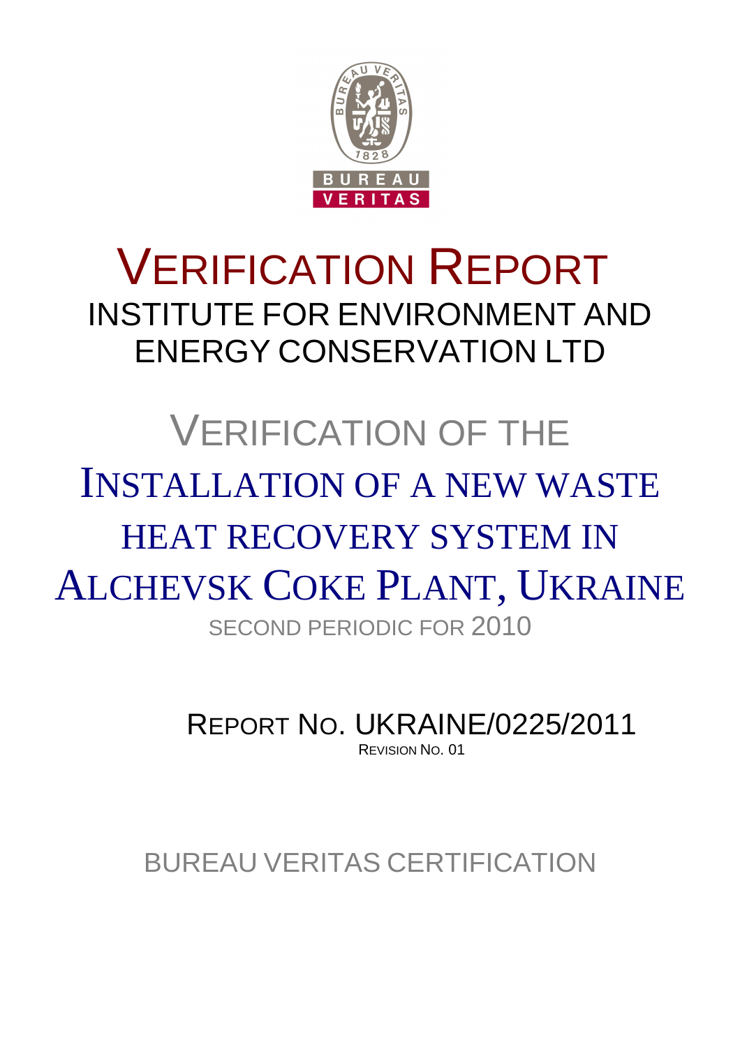# VERIFICATION REPORT

## INSTITUTE FOR ENVIRONMENT AND ENERGY CONSERVATION LTD

# VERIFICATION OF THE INSTALLATION OF A NEW WASTE HEAT RECOVERY SYSTEM IN ALCHEVSK COKE PLANT, UKRAINE

SECOND PERIODIC FOR 2010

REPORT NO. UKRAINE/0225/2011

REVISION NO. 01

BUREAU VERITAS CERTIFICATION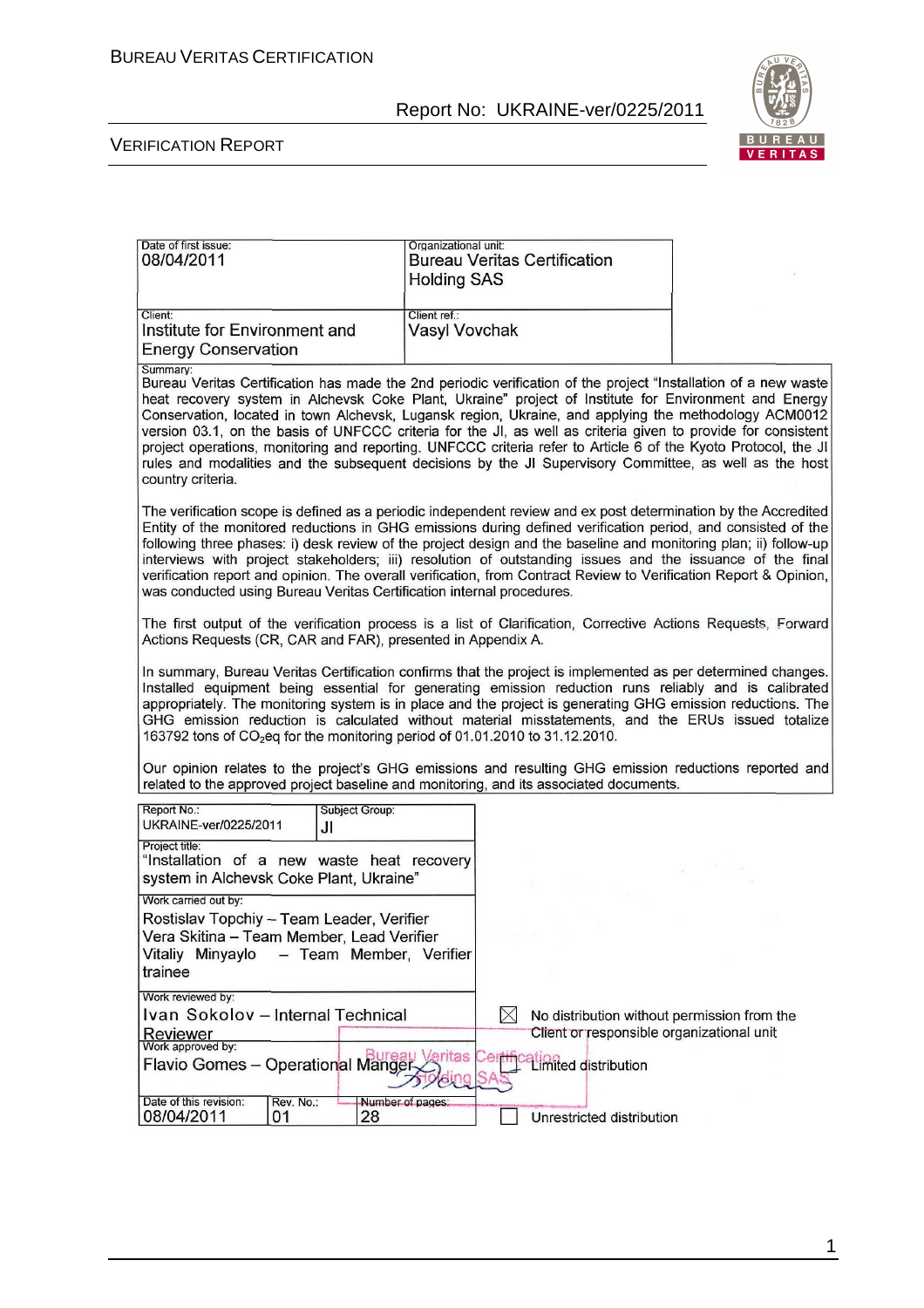| Date of first issue: | Organizational unit: |
|---|---|
| 08/04/2011 | Bureau Veritas Certification Holding SAS |
| Client: | Client ref.: |
| Institute for Environment and Energy Conservation | Vasyl Vovchak |

Summary:

Bureau Veritas Certification has made the 2nd periodic verification of the project "Installation of a new waste heat recovery system in Alchevsk Coke Plant, Ukraine" project of Institute for Environment and Energy Conservation, located in town Alchevsk, Lugansk region, Ukraine, and applying the methodology ACM0012 version 03.1, on the basis of UNFCCC criteria for the JI, as well as criteria given to provide for consistent project operations, monitoring and reporting. UNFCCC criteria refer to Article 6 of the Kyoto Protocol, the JI rules and modalities and the subsequent decisions by the JI Supervisory Committee, as well as the host country criteria.

The verification scope is defined as a periodic independent review and ex post determination by the Accredited Entity of the monitored reductions in GHG emissions during defined verification period, and consisted of the following three phases: i) desk review of the project design and the baseline and monitoring plan; ii) follow-up interviews with project stakeholders; iii) resolution of outstanding issues and the issuance of the final verification report and opinion. The overall verification, from Contract Review to Verification Report & Opinion, was conducted using Bureau Veritas Certification internal procedures.

The first output of the verification process is a list of Clarification, Corrective Actions Requests, Forward Actions Requests (CR, CAR and FAR), presented in Appendix A.

In summary, Bureau Veritas Certification confirms that the project is implemented as per determined changes. Installed equipment being essential for generating emission reduction runs reliably and is calibrated appropriately. The monitoring system is in place and the project is generating GHG emission reductions. The GHG emission reduction is calculated without material misstatements, and the ERUs issued totalize 163792 tons of $CO_2$eq for the monitoring period of 01.01.2010 to 31.12.2010.

Our opinion relates to the project's GHG emissions and resulting GHG emission reductions reported and related to the approved project baseline and monitoring, and its associated documents.

| Report No.: | Subject Group: |
|---|---|
| UKRAINE-ver/0225/2011 | JI |

Project title:
"Installation of a new waste heat recovery system in Alchevsk Coke Plant, Ukraine"

Work carried out by:
Rostislav Topchiy – Team Leader, Verifier
Vera Skitina – Team Member, Lead Verifier
Vitaliy Minyaylo – Team Member, Verifier trainee

Work reviewed by:
Ivan Sokolov – Internal Technical Reviewer

Work approved by:
Flavio Gomes – Operational Manger

| Date of this revision: | Rev. No.: | Number of pages: |
|---|---|---|
| 08/04/2011 | 01 | 28 |

- ☒ No distribution without permission from the Client or responsible organizational unit
- ☐ Limited distribution
- ☐ Unrestricted distribution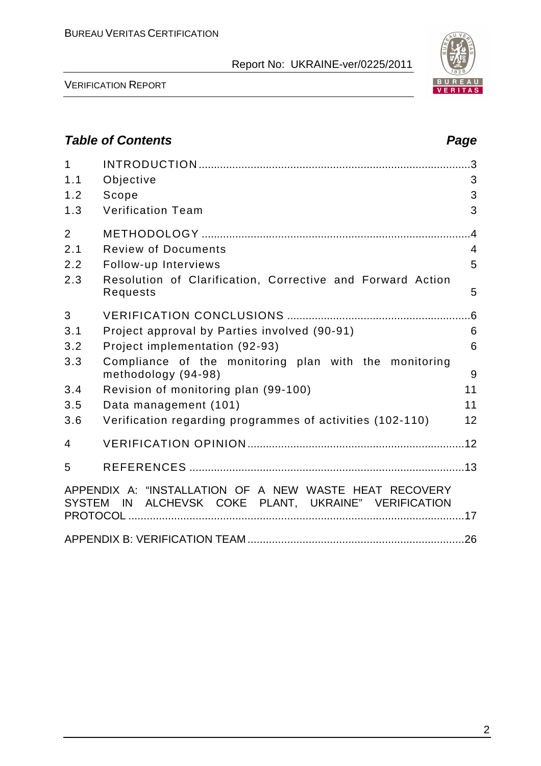## Table of Contents

| | | Page |
|---|---|---|
| 1 | INTRODUCTION | 3 |
| 1.1 | Objective | 3 |
| 1.2 | Scope | 3 |
| 1.3 | Verification Team | 3 |
| 2 | METHODOLOGY | 4 |
| 2.1 | Review of Documents | 4 |
| 2.2 | Follow-up Interviews | 5 |
| 2.3 | Resolution of Clarification, Corrective and Forward Action Requests | 5 |
| 3 | VERIFICATION CONCLUSIONS | 6 |
| 3.1 | Project approval by Parties involved (90-91) | 6 |
| 3.2 | Project implementation (92-93) | 6 |
| 3.3 | Compliance of the monitoring plan with the monitoring methodology (94-98) | 9 |
| 3.4 | Revision of monitoring plan (99-100) | 11 |
| 3.5 | Data management (101) | 11 |
| 3.6 | Verification regarding programmes of activities (102-110) | 12 |
| 4 | VERIFICATION OPINION | 12 |
| 5 | REFERENCES | 13 |
| | APPENDIX A: "INSTALLATION OF A NEW WASTE HEAT RECOVERY SYSTEM IN ALCHEVSK COKE PLANT, UKRAINE" VERIFICATION PROTOCOL | 17 |
| | APPENDIX B: VERIFICATION TEAM | 26 |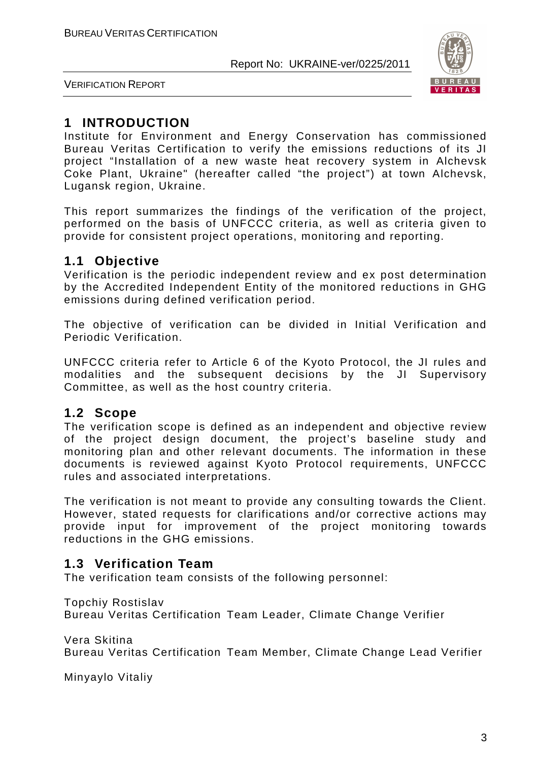# 1 INTRODUCTION

Institute for Environment and Energy Conservation has commissioned Bureau Veritas Certification to verify the emissions reductions of its JI project "Installation of a new waste heat recovery system in Alchevsk Coke Plant, Ukraine" (hereafter called "the project") at town Alchevsk, Lugansk region, Ukraine.

This report summarizes the findings of the verification of the project, performed on the basis of UNFCCC criteria, as well as criteria given to provide for consistent project operations, monitoring and reporting.

## 1.1 Objective

Verification is the periodic independent review and ex post determination by the Accredited Independent Entity of the monitored reductions in GHG emissions during defined verification period.

The objective of verification can be divided in Initial Verification and Periodic Verification.

UNFCCC criteria refer to Article 6 of the Kyoto Protocol, the JI rules and modalities and the subsequent decisions by the JI Supervisory Committee, as well as the host country criteria.

## 1.2 Scope

The verification scope is defined as an independent and objective review of the project design document, the project's baseline study and monitoring plan and other relevant documents. The information in these documents is reviewed against Kyoto Protocol requirements, UNFCCC rules and associated interpretations.

The verification is not meant to provide any consulting towards the Client. However, stated requests for clarifications and/or corrective actions may provide input for improvement of the project monitoring towards reductions in the GHG emissions.

## 1.3 Verification Team

The verification team consists of the following personnel:

Topchiy Rostislav
Bureau Veritas Certification Team Leader, Climate Change Verifier

Vera Skitina
Bureau Veritas Certification Team Member, Climate Change Lead Verifier

Minyaylo Vitaliy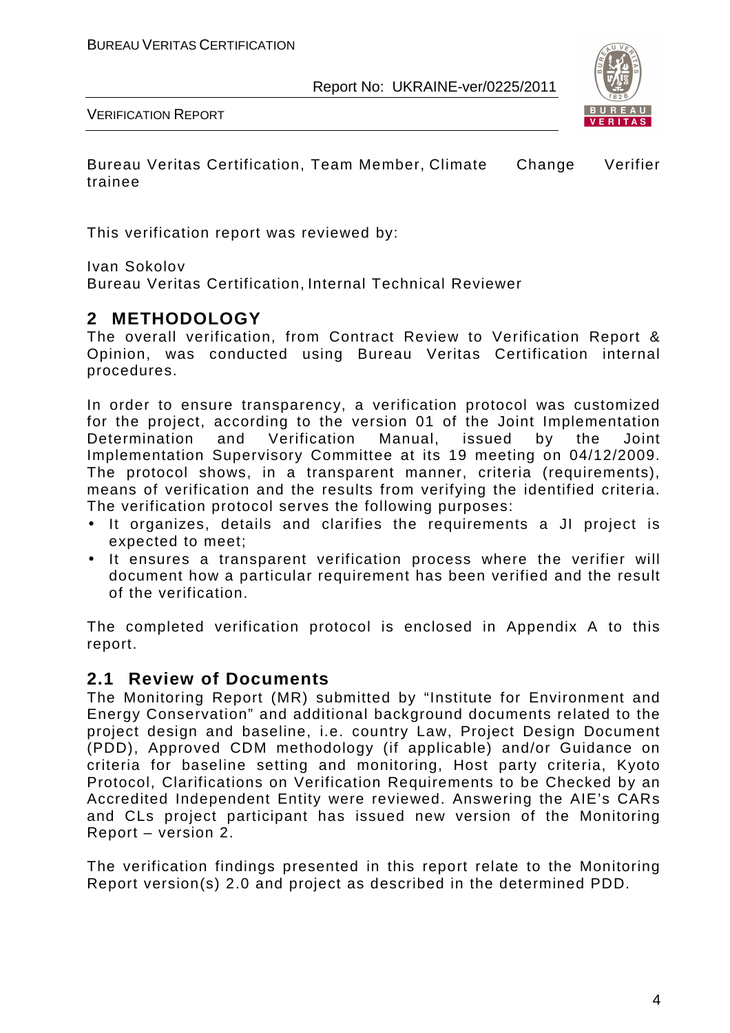Bureau Veritas Certification, Team Member, Climate Change Verifier trainee

This verification report was reviewed by:

Ivan Sokolov
Bureau Veritas Certification, Internal Technical Reviewer

## 2 METHODOLOGY

The overall verification, from Contract Review to Verification Report & Opinion, was conducted using Bureau Veritas Certification internal procedures.

In order to ensure transparency, a verification protocol was customized for the project, according to the version 01 of the Joint Implementation Determination and Verification Manual, issued by the Joint Implementation Supervisory Committee at its 19 meeting on 04/12/2009. The protocol shows, in a transparent manner, criteria (requirements), means of verification and the results from verifying the identified criteria. The verification protocol serves the following purposes:

- It organizes, details and clarifies the requirements a JI project is expected to meet;
- It ensures a transparent verification process where the verifier will document how a particular requirement has been verified and the result of the verification.

The completed verification protocol is enclosed in Appendix A to this report.

### 2.1 Review of Documents

The Monitoring Report (MR) submitted by "Institute for Environment and Energy Conservation" and additional background documents related to the project design and baseline, i.e. country Law, Project Design Document (PDD), Approved CDM methodology (if applicable) and/or Guidance on criteria for baseline setting and monitoring, Host party criteria, Kyoto Protocol, Clarifications on Verification Requirements to be Checked by an Accredited Independent Entity were reviewed. Answering the AIE's CARs and CLs project participant has issued new version of the Monitoring Report – version 2.

The verification findings presented in this report relate to the Monitoring Report version(s) 2.0 and project as described in the determined PDD.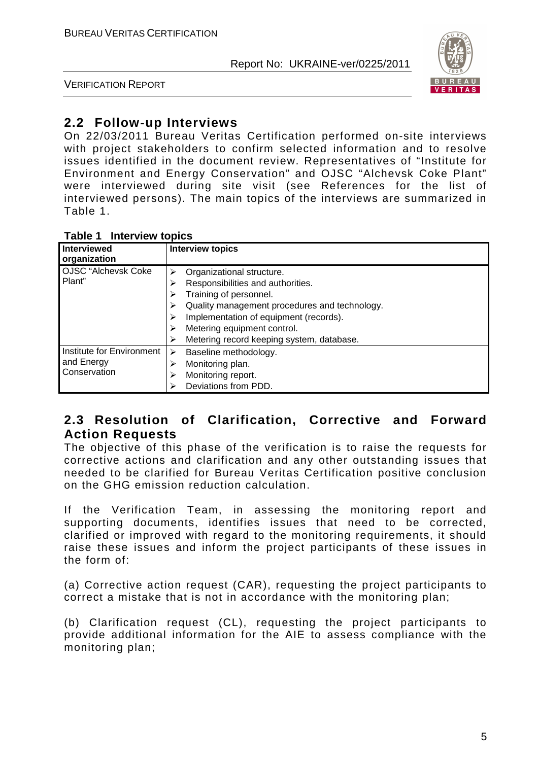## 2.2 Follow-up Interviews

On 22/03/2011 Bureau Veritas Certification performed on-site interviews with project stakeholders to confirm selected information and to resolve issues identified in the document review. Representatives of "Institute for Environment and Energy Conservation" and OJSC "Alchevsk Coke Plant" were interviewed during site visit (see References for the list of interviewed persons). The main topics of the interviews are summarized in Table 1.

**Table 1 Interview topics**

| Interviewed organization | Interview topics |
|---|---|
| OJSC "Alchevsk Coke Plant" | ➢ Organizational structure.<br>➢ Responsibilities and authorities.<br>➢ Training of personnel.<br>➢ Quality management procedures and technology.<br>➢ Implementation of equipment (records).<br>➢ Metering equipment control.<br>➢ Metering record keeping system, database. |
| Institute for Environment and Energy Conservation | ➢ Baseline methodology.<br>➢ Monitoring plan.<br>➢ Monitoring report.<br>➢ Deviations from PDD. |

## 2.3 Resolution of Clarification, Corrective and Forward Action Requests

The objective of this phase of the verification is to raise the requests for corrective actions and clarification and any other outstanding issues that needed to be clarified for Bureau Veritas Certification positive conclusion on the GHG emission reduction calculation.

If the Verification Team, in assessing the monitoring report and supporting documents, identifies issues that need to be corrected, clarified or improved with regard to the monitoring requirements, it should raise these issues and inform the project participants of these issues in the form of:

(a) Corrective action request (CAR), requesting the project participants to correct a mistake that is not in accordance with the monitoring plan;

(b) Clarification request (CL), requesting the project participants to provide additional information for the AIE to assess compliance with the monitoring plan;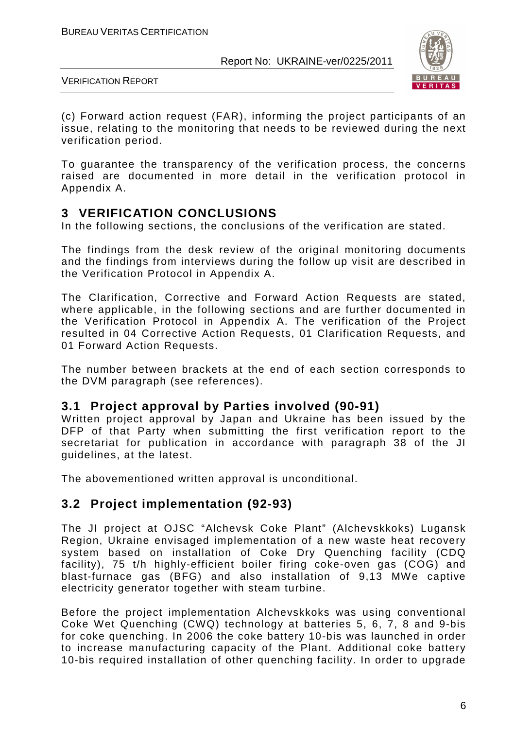(c) Forward action request (FAR), informing the project participants of an issue, relating to the monitoring that needs to be reviewed during the next verification period.

To guarantee the transparency of the verification process, the concerns raised are documented in more detail in the verification protocol in Appendix A.

# 3 VERIFICATION CONCLUSIONS

In the following sections, the conclusions of the verification are stated.

The findings from the desk review of the original monitoring documents and the findings from interviews during the follow up visit are described in the Verification Protocol in Appendix A.

The Clarification, Corrective and Forward Action Requests are stated, where applicable, in the following sections and are further documented in the Verification Protocol in Appendix A. The verification of the Project resulted in 04 Corrective Action Requests, 01 Clarification Requests, and 01 Forward Action Requests.

The number between brackets at the end of each section corresponds to the DVM paragraph (see references).

## 3.1 Project approval by Parties involved (90-91)

Written project approval by Japan and Ukraine has been issued by the DFP of that Party when submitting the first verification report to the secretariat for publication in accordance with paragraph 38 of the JI guidelines, at the latest.

The abovementioned written approval is unconditional.

## 3.2 Project implementation (92-93)

The JI project at OJSC "Alchevsk Coke Plant" (Alchevskkoks) Lugansk Region, Ukraine envisaged implementation of a new waste heat recovery system based on installation of Coke Dry Quenching facility (CDQ facility), 75 t/h highly-efficient boiler firing coke-oven gas (COG) and blast-furnace gas (BFG) and also installation of 9,13 MWe captive electricity generator together with steam turbine.

Before the project implementation Alchevskkoks was using conventional Coke Wet Quenching (CWQ) technology at batteries 5, 6, 7, 8 and 9-bis for coke quenching. In 2006 the coke battery 10-bis was launched in order to increase manufacturing capacity of the Plant. Additional coke battery 10-bis required installation of other quenching facility. In order to upgrade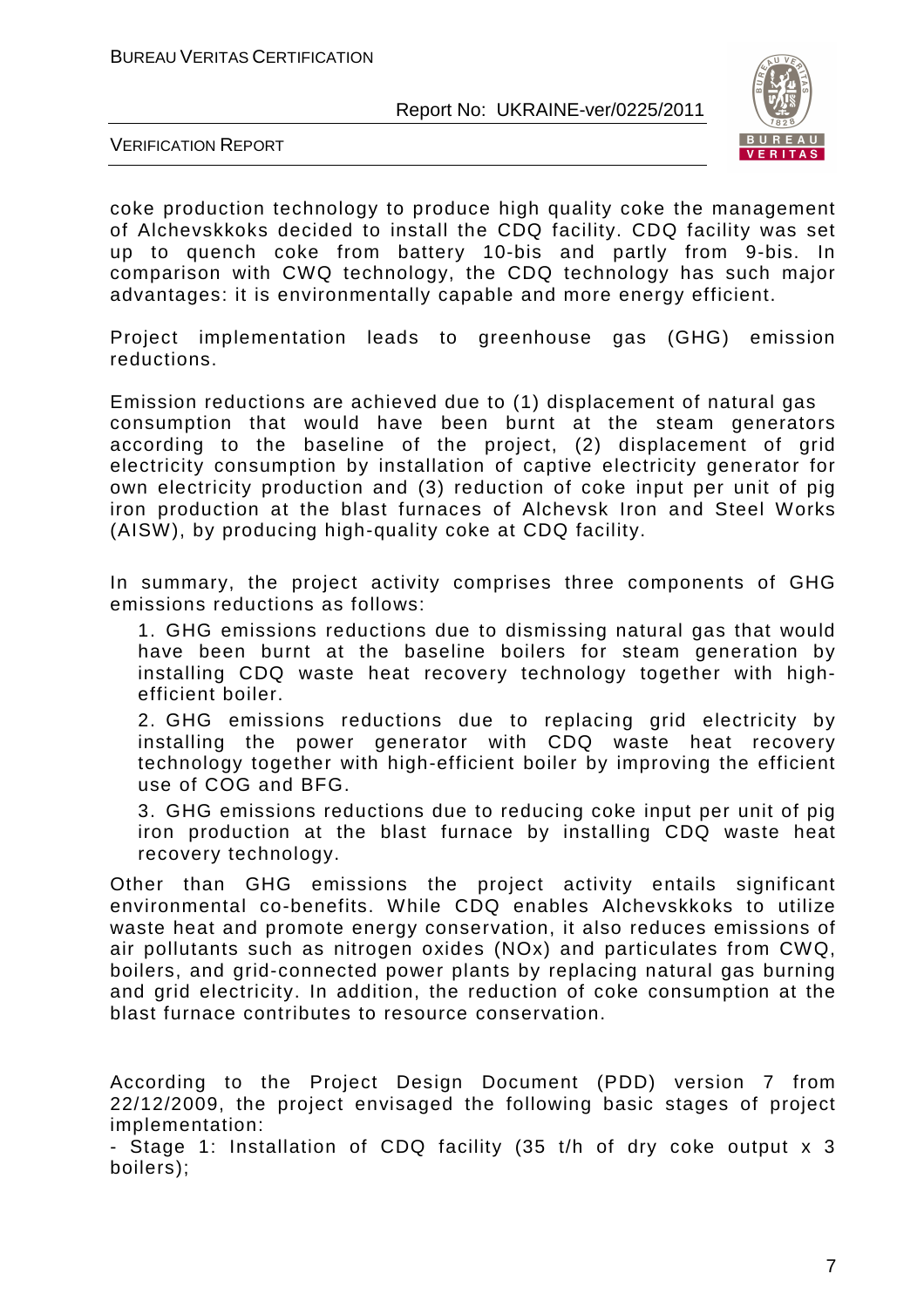coke production technology to produce high quality coke the management of Alchevskkoks decided to install the CDQ facility. CDQ facility was set up to quench coke from battery 10-bis and partly from 9-bis. In comparison with CWQ technology, the CDQ technology has such major advantages: it is environmentally capable and more energy efficient.

Project implementation leads to greenhouse gas (GHG) emission reductions.

Emission reductions are achieved due to (1) displacement of natural gas consumption that would have been burnt at the steam generators according to the baseline of the project, (2) displacement of grid electricity consumption by installation of captive electricity generator for own electricity production and (3) reduction of coke input per unit of pig iron production at the blast furnaces of Alchevsk Iron and Steel Works (AISW), by producing high-quality coke at CDQ facility.

In summary, the project activity comprises three components of GHG emissions reductions as follows:

1. GHG emissions reductions due to dismissing natural gas that would have been burnt at the baseline boilers for steam generation by installing CDQ waste heat recovery technology together with high-efficient boiler.
2. GHG emissions reductions due to replacing grid electricity by installing the power generator with CDQ waste heat recovery technology together with high-efficient boiler by improving the efficient use of COG and BFG.
3. GHG emissions reductions due to reducing coke input per unit of pig iron production at the blast furnace by installing CDQ waste heat recovery technology.

Other than GHG emissions the project activity entails significant environmental co-benefits. While CDQ enables Alchevskkoks to utilize waste heat and promote energy conservation, it also reduces emissions of air pollutants such as nitrogen oxides (NOx) and particulates from CWQ, boilers, and grid-connected power plants by replacing natural gas burning and grid electricity. In addition, the reduction of coke consumption at the blast furnace contributes to resource conservation.

According to the Project Design Document (PDD) version 7 from 22/12/2009, the project envisaged the following basic stages of project implementation:

- Stage 1: Installation of CDQ facility (35 t/h of dry coke output x 3 boilers);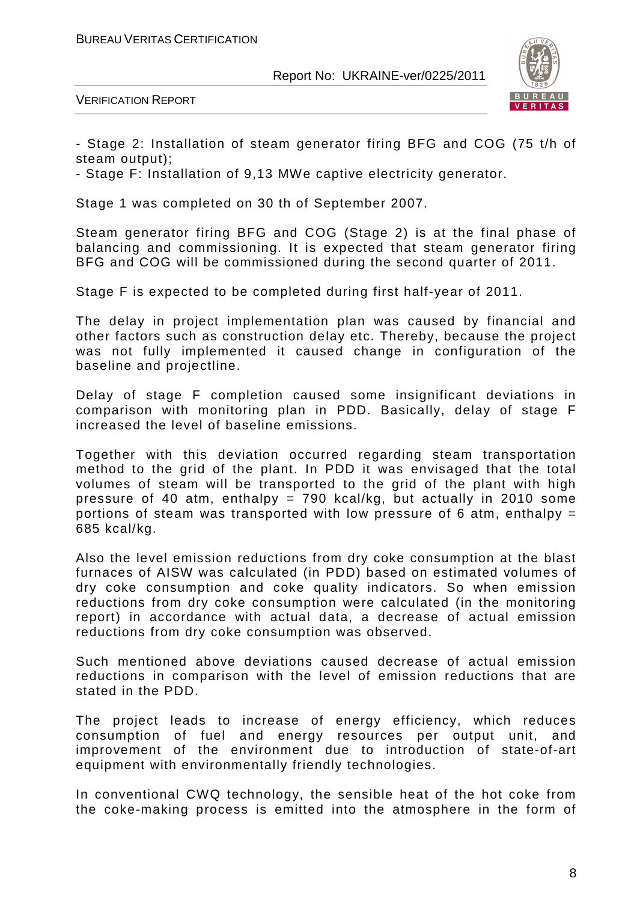- Stage 2: Installation of steam generator firing BFG and COG (75 t/h of steam output);
- Stage F: Installation of 9,13 MWe captive electricity generator.

Stage 1 was completed on 30 th of September 2007.

Steam generator firing BFG and COG (Stage 2) is at the final phase of balancing and commissioning. It is expected that steam generator firing BFG and COG will be commissioned during the second quarter of 2011.

Stage F is expected to be completed during first half-year of 2011.

The delay in project implementation plan was caused by financial and other factors such as construction delay etc. Thereby, because the project was not fully implemented it caused change in configuration of the baseline and projectline.

Delay of stage F completion caused some insignificant deviations in comparison with monitoring plan in PDD. Basically, delay of stage F increased the level of baseline emissions.

Together with this deviation occurred regarding steam transportation method to the grid of the plant. In PDD it was envisaged that the total volumes of steam will be transported to the grid of the plant with high pressure of 40 atm, enthalpy = 790 kcal/kg, but actually in 2010 some portions of steam was transported with low pressure of 6 atm, enthalpy = 685 kcal/kg.

Also the level emission reductions from dry coke consumption at the blast furnaces of AISW was calculated (in PDD) based on estimated volumes of dry coke consumption and coke quality indicators. So when emission reductions from dry coke consumption were calculated (in the monitoring report) in accordance with actual data, a decrease of actual emission reductions from dry coke consumption was observed.

Such mentioned above deviations caused decrease of actual emission reductions in comparison with the level of emission reductions that are stated in the PDD.

The project leads to increase of energy efficiency, which reduces consumption of fuel and energy resources per output unit, and improvement of the environment due to introduction of state-of-art equipment with environmentally friendly technologies.

In conventional CWQ technology, the sensible heat of the hot coke from the coke-making process is emitted into the atmosphere in the form of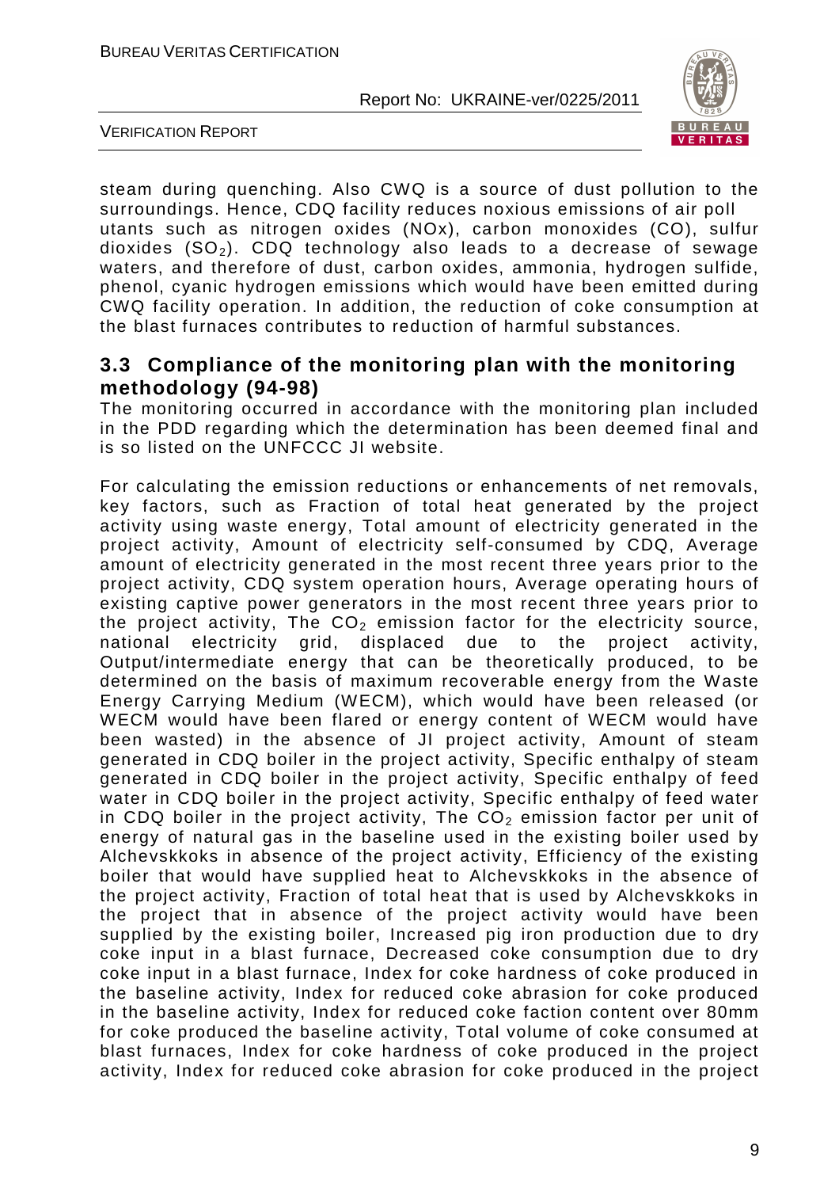steam during quenching. Also CWQ is a source of dust pollution to the surroundings. Hence, CDQ facility reduces noxious emissions of air poll utants such as nitrogen oxides (NOx), carbon monoxides (CO), sulfur dioxides ($SO_2$). CDQ technology also leads to a decrease of sewage waters, and therefore of dust, carbon oxides, ammonia, hydrogen sulfide, phenol, cyanic hydrogen emissions which would have been emitted during CWQ facility operation. In addition, the reduction of coke consumption at the blast furnaces contributes to reduction of harmful substances.

## 3.3 Compliance of the monitoring plan with the monitoring methodology (94-98)

The monitoring occurred in accordance with the monitoring plan included in the PDD regarding which the determination has been deemed final and is so listed on the UNFCCC JI website.

For calculating the emission reductions or enhancements of net removals, key factors, such as Fraction of total heat generated by the project activity using waste energy, Total amount of electricity generated in the project activity, Amount of electricity self-consumed by CDQ, Average amount of electricity generated in the most recent three years prior to the project activity, CDQ system operation hours, Average operating hours of existing captive power generators in the most recent three years prior to the project activity, The $CO_2$ emission factor for the electricity source, national electricity grid, displaced due to the project activity, Output/intermediate energy that can be theoretically produced, to be determined on the basis of maximum recoverable energy from the Waste Energy Carrying Medium (WECM), which would have been released (or WECM would have been flared or energy content of WECM would have been wasted) in the absence of JI project activity, Amount of steam generated in CDQ boiler in the project activity, Specific enthalpy of steam generated in CDQ boiler in the project activity, Specific enthalpy of feed water in CDQ boiler in the project activity, Specific enthalpy of feed water in CDQ boiler in the project activity, The $CO_2$ emission factor per unit of energy of natural gas in the baseline used in the existing boiler used by Alchevskkoks in absence of the project activity, Efficiency of the existing boiler that would have supplied heat to Alchevskkoks in the absence of the project activity, Fraction of total heat that is used by Alchevskkoks in the project that in absence of the project activity would have been supplied by the existing boiler, Increased pig iron production due to dry coke input in a blast furnace, Decreased coke consumption due to dry coke input in a blast furnace, Index for coke hardness of coke produced in the baseline activity, Index for reduced coke abrasion for coke produced in the baseline activity, Index for reduced coke faction content over 80mm for coke produced the baseline activity, Total volume of coke consumed at blast furnaces, Index for coke hardness of coke produced in the project activity, Index for reduced coke abrasion for coke produced in the project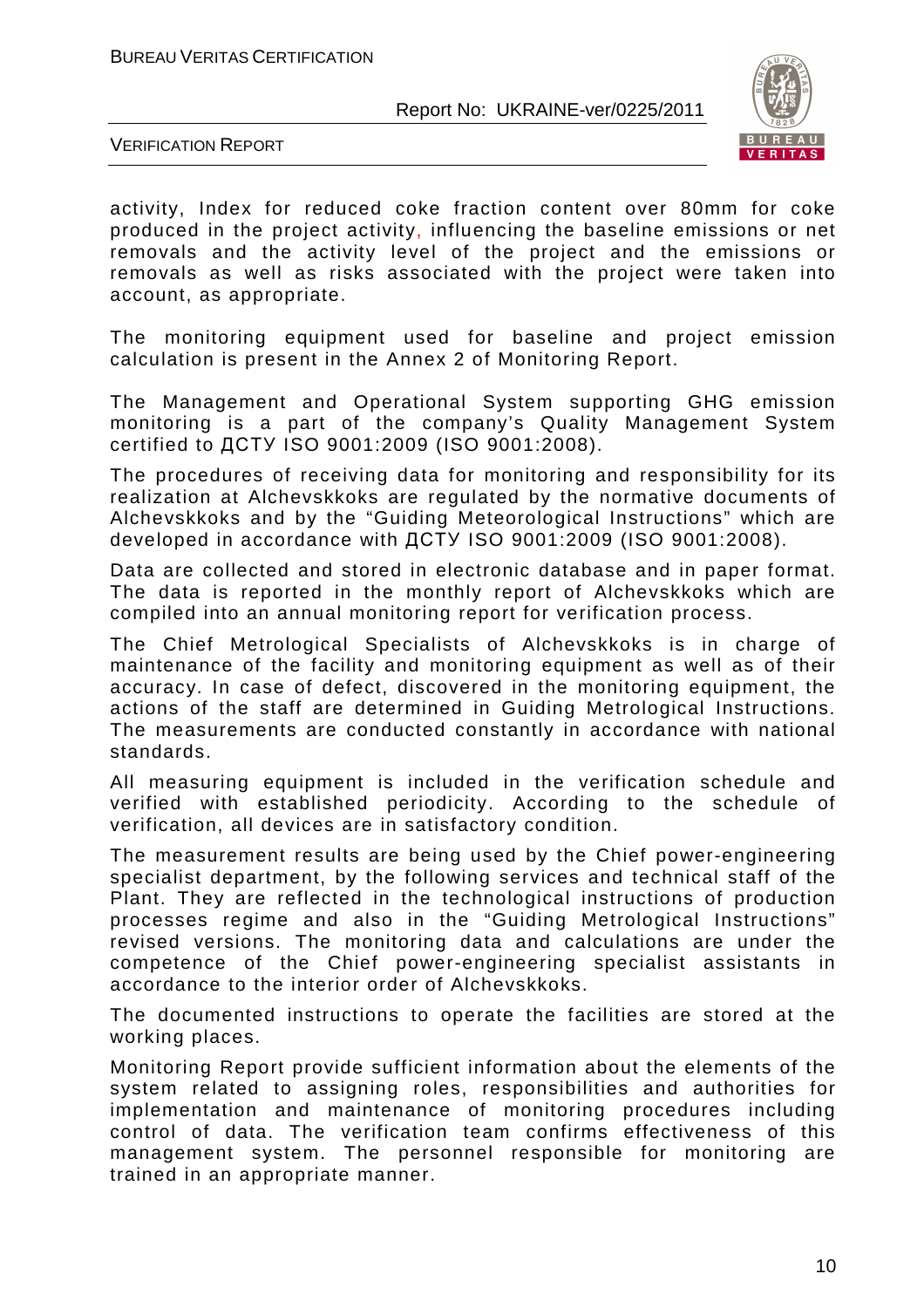activity, Index for reduced coke fraction content over 80mm for coke produced in the project activity, influencing the baseline emissions or net removals and the activity level of the project and the emissions or removals as well as risks associated with the project were taken into account, as appropriate.

The monitoring equipment used for baseline and project emission calculation is present in the Annex 2 of Monitoring Report.

The Management and Operational System supporting GHG emission monitoring is a part of the company's Quality Management System certified to ДСТУ ISO 9001:2009 (ISO 9001:2008).

The procedures of receiving data for monitoring and responsibility for its realization at Alchevskkoks are regulated by the normative documents of Alchevskkoks and by the "Guiding Meteorological Instructions" which are developed in accordance with ДСТУ ISO 9001:2009 (ISO 9001:2008).

Data are collected and stored in electronic database and in paper format. The data is reported in the monthly report of Alchevskkoks which are compiled into an annual monitoring report for verification process.

The Chief Metrological Specialists of Alchevskkoks is in charge of maintenance of the facility and monitoring equipment as well as of their accuracy. In case of defect, discovered in the monitoring equipment, the actions of the staff are determined in Guiding Metrological Instructions. The measurements are conducted constantly in accordance with national standards.

All measuring equipment is included in the verification schedule and verified with established periodicity. According to the schedule of verification, all devices are in satisfactory condition.

The measurement results are being used by the Chief power-engineering specialist department, by the following services and technical staff of the Plant. They are reflected in the technological instructions of production processes regime and also in the "Guiding Metrological Instructions" revised versions. The monitoring data and calculations are under the competence of the Chief power-engineering specialist assistants in accordance to the interior order of Alchevskkoks.

The documented instructions to operate the facilities are stored at the working places.

Monitoring Report provide sufficient information about the elements of the system related to assigning roles, responsibilities and authorities for implementation and maintenance of monitoring procedures including control of data. The verification team confirms effectiveness of this management system. The personnel responsible for monitoring are trained in an appropriate manner.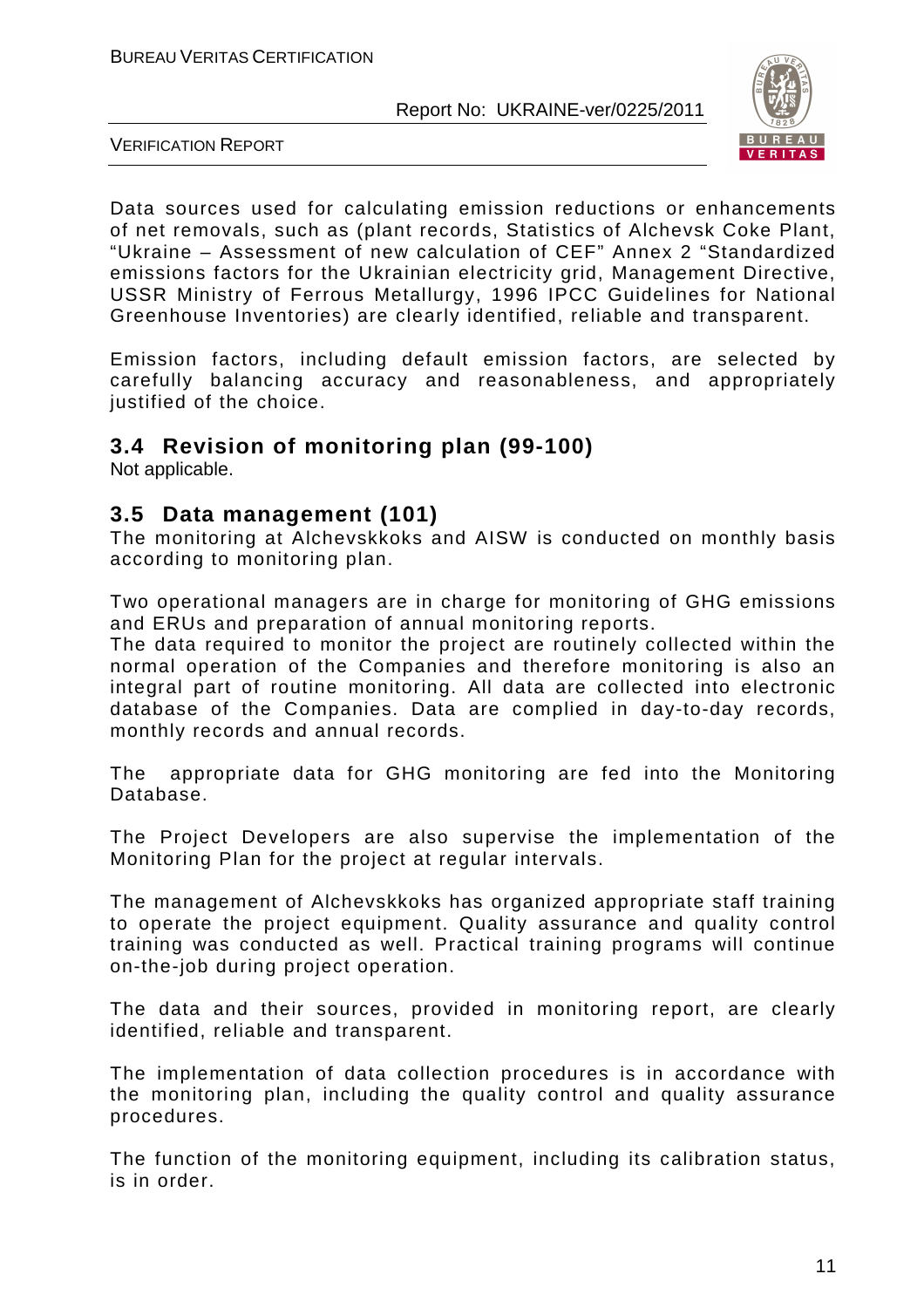Data sources used for calculating emission reductions or enhancements of net removals, such as (plant records, Statistics of Alchevsk Coke Plant, "Ukraine – Assessment of new calculation of CEF" Annex 2 "Standardized emissions factors for the Ukrainian electricity grid, Management Directive, USSR Ministry of Ferrous Metallurgy, 1996 IPCC Guidelines for National Greenhouse Inventories) are clearly identified, reliable and transparent.

Emission factors, including default emission factors, are selected by carefully balancing accuracy and reasonableness, and appropriately justified of the choice.

## 3.4 Revision of monitoring plan (99-100)

Not applicable.

## 3.5 Data management (101)

The monitoring at Alchevskkoks and AISW is conducted on monthly basis according to monitoring plan.

Two operational managers are in charge for monitoring of GHG emissions and ERUs and preparation of annual monitoring reports.
The data required to monitor the project are routinely collected within the normal operation of the Companies and therefore monitoring is also an integral part of routine monitoring. All data are collected into electronic database of the Companies. Data are complied in day-to-day records, monthly records and annual records.

The appropriate data for GHG monitoring are fed into the Monitoring Database.

The Project Developers are also supervise the implementation of the Monitoring Plan for the project at regular intervals.

The management of Alchevskkoks has organized appropriate staff training to operate the project equipment. Quality assurance and quality control training was conducted as well. Practical training programs will continue on-the-job during project operation.

The data and their sources, provided in monitoring report, are clearly identified, reliable and transparent.

The implementation of data collection procedures is in accordance with the monitoring plan, including the quality control and quality assurance procedures.

The function of the monitoring equipment, including its calibration status, is in order.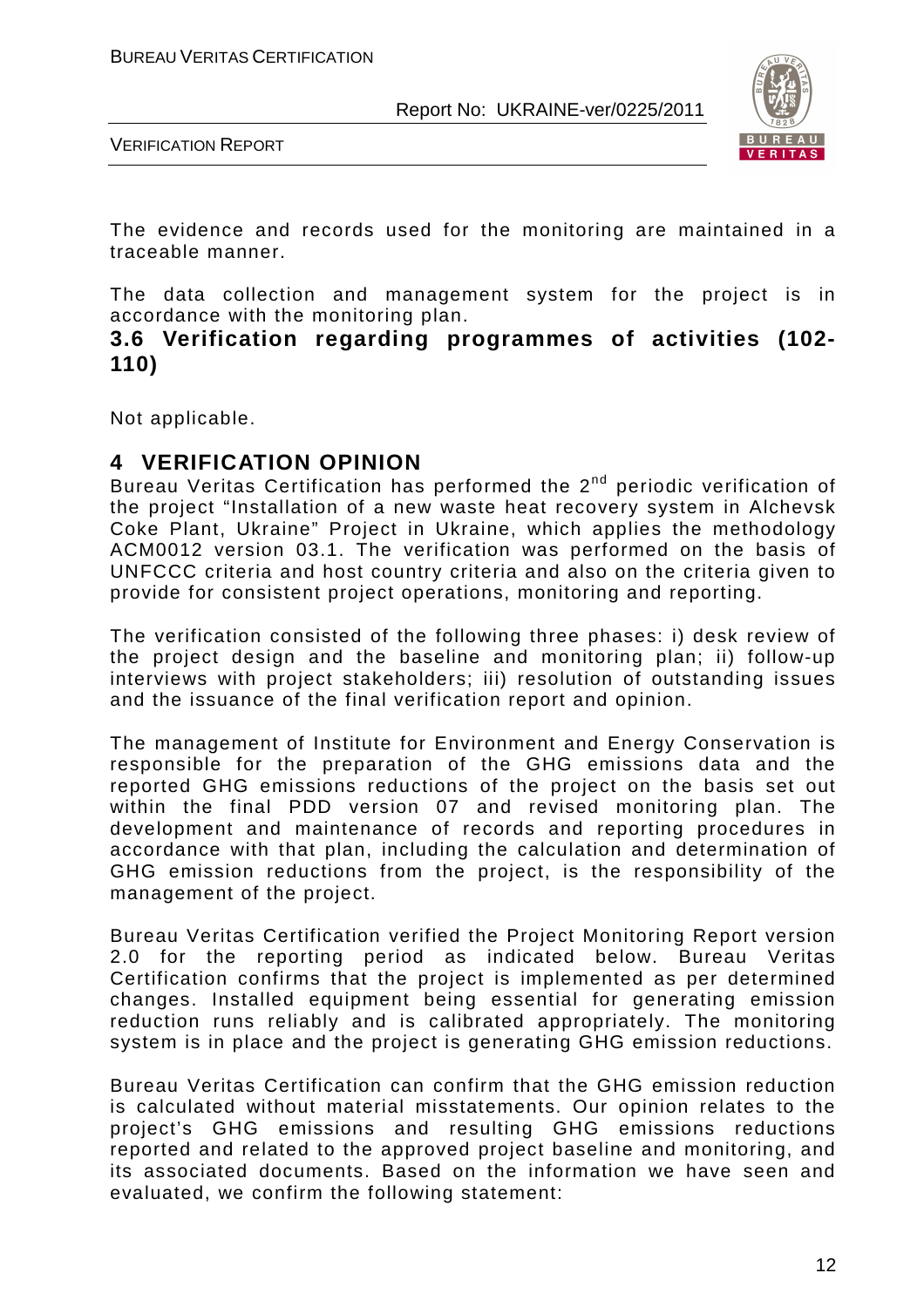The evidence and records used for the monitoring are maintained in a traceable manner.

The data collection and management system for the project is in accordance with the monitoring plan.

### 3.6 Verification regarding programmes of activities (102-110)

Not applicable.

# 4 VERIFICATION OPINION

Bureau Veritas Certification has performed the 2nd periodic verification of the project "Installation of a new waste heat recovery system in Alchevsk Coke Plant, Ukraine" Project in Ukraine, which applies the methodology ACM0012 version 03.1. The verification was performed on the basis of UNFCCC criteria and host country criteria and also on the criteria given to provide for consistent project operations, monitoring and reporting.

The verification consisted of the following three phases: i) desk review of the project design and the baseline and monitoring plan; ii) follow-up interviews with project stakeholders; iii) resolution of outstanding issues and the issuance of the final verification report and opinion.

The management of Institute for Environment and Energy Conservation is responsible for the preparation of the GHG emissions data and the reported GHG emissions reductions of the project on the basis set out within the final PDD version 07 and revised monitoring plan. The development and maintenance of records and reporting procedures in accordance with that plan, including the calculation and determination of GHG emission reductions from the project, is the responsibility of the management of the project.

Bureau Veritas Certification verified the Project Monitoring Report version 2.0 for the reporting period as indicated below. Bureau Veritas Certification confirms that the project is implemented as per determined changes. Installed equipment being essential for generating emission reduction runs reliably and is calibrated appropriately. The monitoring system is in place and the project is generating GHG emission reductions.

Bureau Veritas Certification can confirm that the GHG emission reduction is calculated without material misstatements. Our opinion relates to the project's GHG emissions and resulting GHG emissions reductions reported and related to the approved project baseline and monitoring, and its associated documents. Based on the information we have seen and evaluated, we confirm the following statement: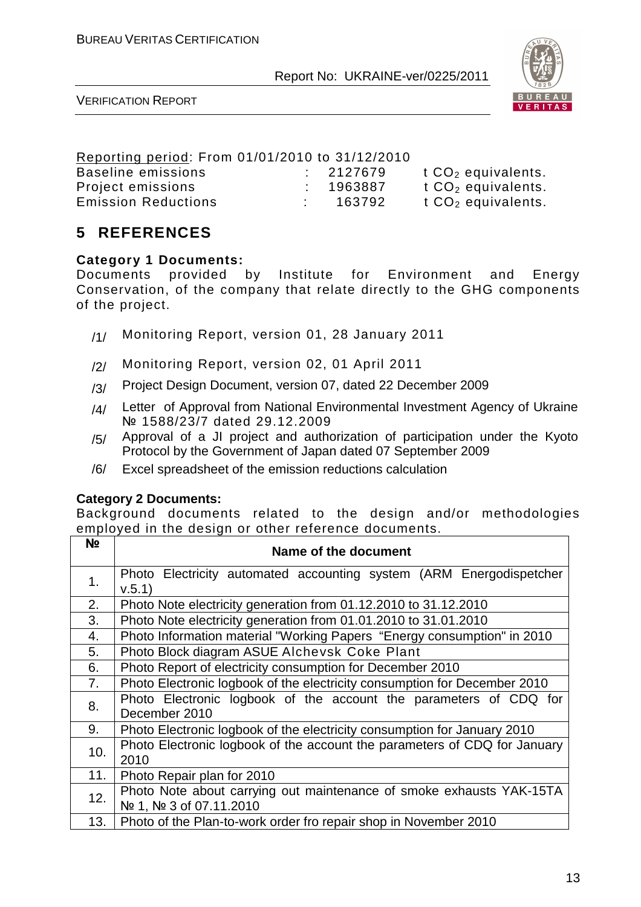Reporting period: From 01/01/2010 to 31/12/2010

| | | | |
|---|---|---|---|
| Baseline emissions | : | 2127679 | t $CO_2$ equivalents. |
| Project emissions | : | 1963887 | t $CO_2$ equivalents. |
| Emission Reductions | : | 163792 | t $CO_2$ equivalents. |

# 5 REFERENCES

**Category 1 Documents:**

Documents provided by Institute for Environment and Energy Conservation, of the company that relate directly to the GHG components of the project.

/1/ Monitoring Report, version 01, 28 January 2011

/2/ Monitoring Report, version 02, 01 April 2011

/3/ Project Design Document, version 07, dated 22 December 2009

/4/ Letter of Approval from National Environmental Investment Agency of Ukraine № 1588/23/7 dated 29.12.2009

/5/ Approval of a JI project and authorization of participation under the Kyoto Protocol by the Government of Japan dated 07 September 2009

/6/ Excel spreadsheet of the emission reductions calculation

**Category 2 Documents:**

Background documents related to the design and/or methodologies employed in the design or other reference documents.

| № | Name of the document |
|---|---|
| 1. | Photo Electricity automated accounting system (ARM Energodispetcher v.5.1) |
| 2. | Photo Note electricity generation from 01.12.2010 to 31.12.2010 |
| 3. | Photo Note electricity generation from 01.01.2010 to 31.01.2010 |
| 4. | Photo Information material "Working Papers "Energy consumption" in 2010 |
| 5. | Photo Block diagram ASUE Alchevsk Coke Plant |
| 6. | Photo Report of electricity consumption for December 2010 |
| 7. | Photo Electronic logbook of the electricity consumption for December 2010 |
| 8. | Photo Electronic logbook of the account the parameters of CDQ for December 2010 |
| 9. | Photo Electronic logbook of the electricity consumption for January 2010 |
| 10. | Photo Electronic logbook of the account the parameters of CDQ for January 2010 |
| 11. | Photo Repair plan for 2010 |
| 12. | Photo Note about carrying out maintenance of smoke exhausts YAK-15TA № 1, № 3 of 07.11.2010 |
| 13. | Photo of the Plan-to-work order fro repair shop in November 2010 |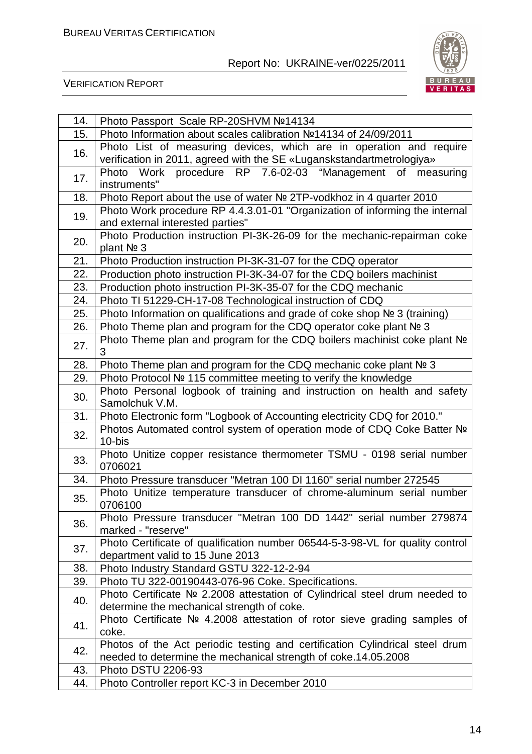| | |
|---|---|
| 14. | Photo Passport Scale RP-20SHVM №14134 |
| 15. | Photo Information about scales calibration №14134 of 24/09/2011 |
| 16. | Photo List of measuring devices, which are in operation and require verification in 2011, agreed with the SE «Luganskstandartmetrologiya» |
| 17. | Photo Work procedure RP 7.6-02-03 "Management of measuring instruments" |
| 18. | Photo Report about the use of water № 2TP-vodkhoz in 4 quarter 2010 |
| 19. | Photo Work procedure RP 4.4.3.01-01 "Organization of informing the internal and external interested parties" |
| 20. | Photo Production instruction PI-3K-26-09 for the mechanic-repairman coke plant № 3 |
| 21. | Photo Production instruction PI-3K-31-07 for the CDQ operator |
| 22. | Production photo instruction PI-3K-34-07 for the CDQ boilers machinist |
| 23. | Production photo instruction PI-3K-35-07 for the CDQ mechanic |
| 24. | Photo TI 51229-CH-17-08 Technological instruction of CDQ |
| 25. | Photo Information on qualifications and grade of coke shop № 3 (training) |
| 26. | Photo Theme plan and program for the CDQ operator coke plant № 3 |
| 27. | Photo Theme plan and program for the CDQ boilers machinist coke plant № 3 |
| 28. | Photo Theme plan and program for the CDQ mechanic coke plant № 3 |
| 29. | Photo Protocol № 115 committee meeting to verify the knowledge |
| 30. | Photo Personal logbook of training and instruction on health and safety Samolchuk V.M. |
| 31. | Photo Electronic form "Logbook of Accounting electricity CDQ for 2010." |
| 32. | Photos Automated control system of operation mode of CDQ Coke Batter № 10-bis |
| 33. | Photo Unitize copper resistance thermometer TSMU - 0198 serial number 0706021 |
| 34. | Photo Pressure transducer "Metran 100 DI 1160" serial number 272545 |
| 35. | Photo Unitize temperature transducer of chrome-aluminum serial number 0706100 |
| 36. | Photo Pressure transducer "Metran 100 DD 1442" serial number 279874 marked - "reserve" |
| 37. | Photo Certificate of qualification number 06544-5-3-98-VL for quality control department valid to 15 June 2013 |
| 38. | Photo Industry Standard GSTU 322-12-2-94 |
| 39. | Photo TU 322-00190443-076-96 Coke. Specifications. |
| 40. | Photo Certificate № 2.2008 attestation of Cylindrical steel drum needed to determine the mechanical strength of coke. |
| 41. | Photo Certificate № 4.2008 attestation of rotor sieve grading samples of coke. |
| 42. | Photos of the Act periodic testing and certification Cylindrical steel drum needed to determine the mechanical strength of coke.14.05.2008 |
| 43. | Photo DSTU 2206-93 |
| 44. | Photo Controller report KC-3 in December 2010 |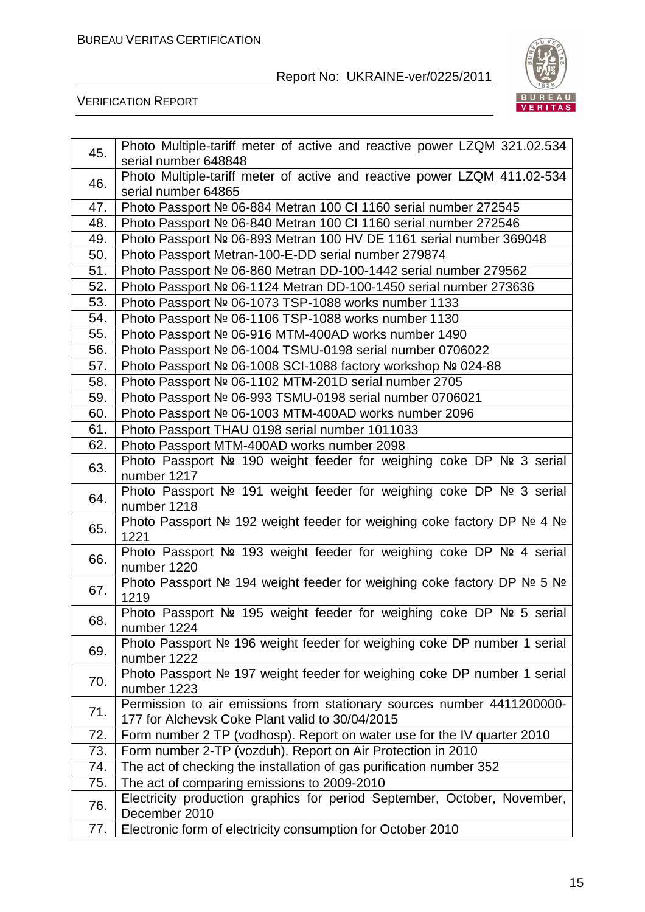| | |
|---|---|
| 45. | Photo Multiple-tariff meter of active and reactive power LZQM 321.02.534 serial number 648848 |
| 46. | Photo Multiple-tariff meter of active and reactive power LZQM 411.02-534 serial number 64865 |
| 47. | Photo Passport № 06-884 Metran 100 CI 1160 serial number 272545 |
| 48. | Photo Passport № 06-840 Metran 100 CI 1160 serial number 272546 |
| 49. | Photo Passport № 06-893 Metran 100 HV DE 1161 serial number 369048 |
| 50. | Photo Passport Metran-100-E-DD serial number 279874 |
| 51. | Photo Passport № 06-860 Metran DD-100-1442 serial number 279562 |
| 52. | Photo Passport № 06-1124 Metran DD-100-1450 serial number 273636 |
| 53. | Photo Passport № 06-1073 TSP-1088 works number 1133 |
| 54. | Photo Passport № 06-1106 TSP-1088 works number 1130 |
| 55. | Photo Passport № 06-916 MTM-400AD works number 1490 |
| 56. | Photo Passport № 06-1004 TSMU-0198 serial number 0706022 |
| 57. | Photo Passport № 06-1008 SCI-1088 factory workshop № 024-88 |
| 58. | Photo Passport № 06-1102 MTM-201D serial number 2705 |
| 59. | Photo Passport № 06-993 TSMU-0198 serial number 0706021 |
| 60. | Photo Passport № 06-1003 MTM-400AD works number 2096 |
| 61. | Photo Passport THAU 0198 serial number 1011033 |
| 62. | Photo Passport MTM-400AD works number 2098 |
| 63. | Photo Passport № 190 weight feeder for weighing coke DP № 3 serial number 1217 |
| 64. | Photo Passport № 191 weight feeder for weighing coke DP № 3 serial number 1218 |
| 65. | Photo Passport № 192 weight feeder for weighing coke factory DP № 4 № 1221 |
| 66. | Photo Passport № 193 weight feeder for weighing coke DP № 4 serial number 1220 |
| 67. | Photo Passport № 194 weight feeder for weighing coke factory DP № 5 № 1219 |
| 68. | Photo Passport № 195 weight feeder for weighing coke DP № 5 serial number 1224 |
| 69. | Photo Passport № 196 weight feeder for weighing coke DP number 1 serial number 1222 |
| 70. | Photo Passport № 197 weight feeder for weighing coke DP number 1 serial number 1223 |
| 71. | Permission to air emissions from stationary sources number 4411200000-177 for Alchevsk Coke Plant valid to 30/04/2015 |
| 72. | Form number 2 TP (vodhosp). Report on water use for the IV quarter 2010 |
| 73. | Form number 2-TP (vozduh). Report on Air Protection in 2010 |
| 74. | The act of checking the installation of gas purification number 352 |
| 75. | The act of comparing emissions to 2009-2010 |
| 76. | Electricity production graphics for period September, October, November, December 2010 |
| 77. | Electronic form of electricity consumption for October 2010 |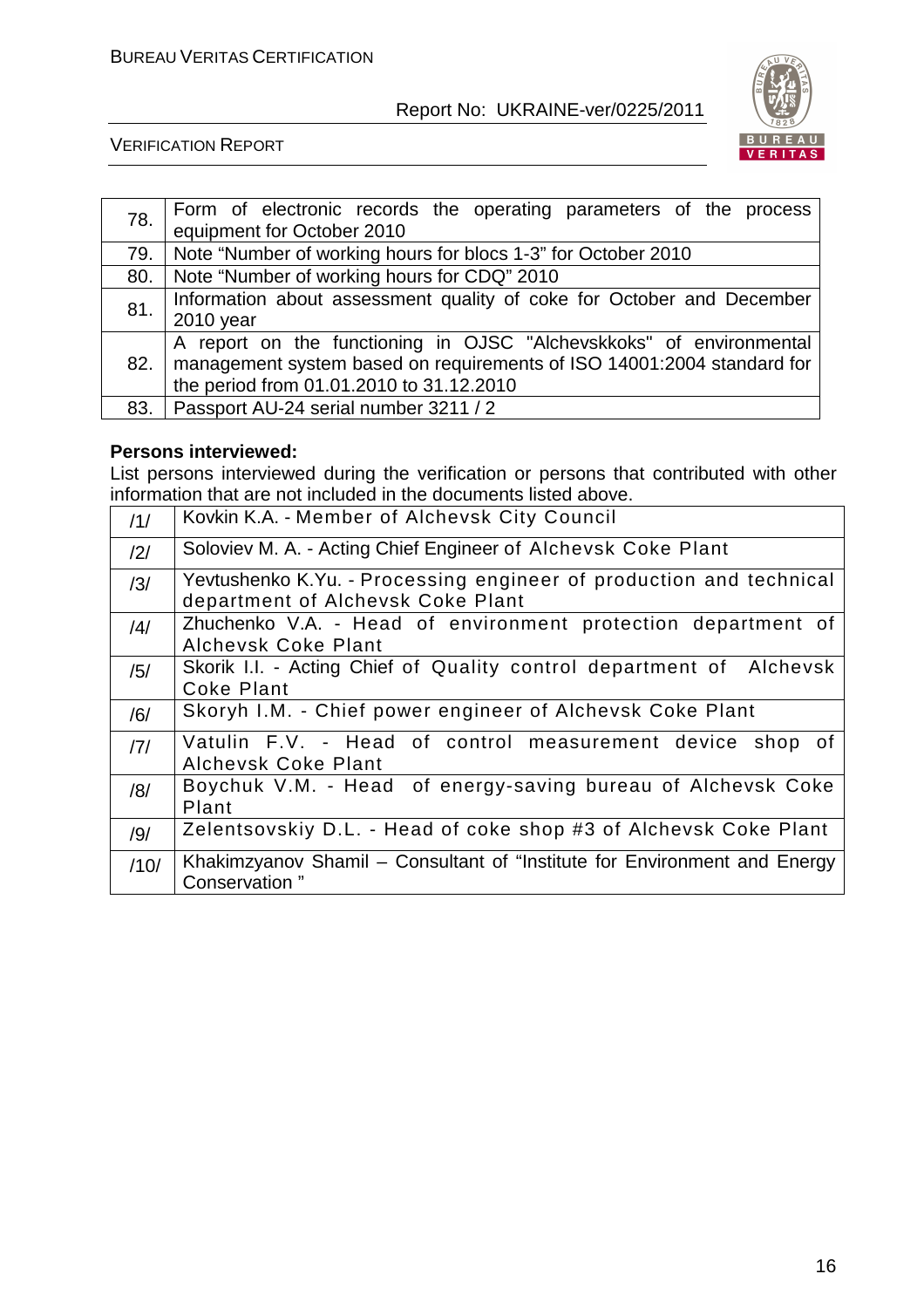| | |
|---|---|
| 78. | Form of electronic records the operating parameters of the process equipment for October 2010 |
| 79. | Note "Number of working hours for blocs 1-3" for October 2010 |
| 80. | Note "Number of working hours for CDQ" 2010 |
| 81. | Information about assessment quality of coke for October and December 2010 year |
| 82. | A report on the functioning in OJSC "Alchevskkoks" of environmental management system based on requirements of ISO 14001:2004 standard for the period from 01.01.2010 to 31.12.2010 |
| 83. | Passport AU-24 serial number 3211 / 2 |

**Persons interviewed:**

List persons interviewed during the verification or persons that contributed with other information that are not included in the documents listed above.

| | |
|---|---|
| /1/ | Kovkin K.A. - Member of Alchevsk City Council |
| /2/ | Soloviev M. A. - Acting Chief Engineer of Alchevsk Coke Plant |
| /3/ | Yevtushenko K.Yu. - Processing engineer of production and technical department of Alchevsk Coke Plant |
| /4/ | Zhuchenko V.A. - Head of environment protection department of Alchevsk Coke Plant |
| /5/ | Skorik I.I. - Acting Chief of Quality control department of Alchevsk Coke Plant |
| /6/ | Skoryh I.M. - Chief power engineer of Alchevsk Coke Plant |
| /7/ | Vatulin F.V. - Head of control measurement device shop of Alchevsk Coke Plant |
| /8/ | Boychuk V.M. - Head of energy-saving bureau of Alchevsk Coke Plant |
| /9/ | Zelentsovskiy D.L. - Head of coke shop #3 of Alchevsk Coke Plant |
| /10/ | Khakimzyanov Shamil – Consultant of "Institute for Environment and Energy Conservation " |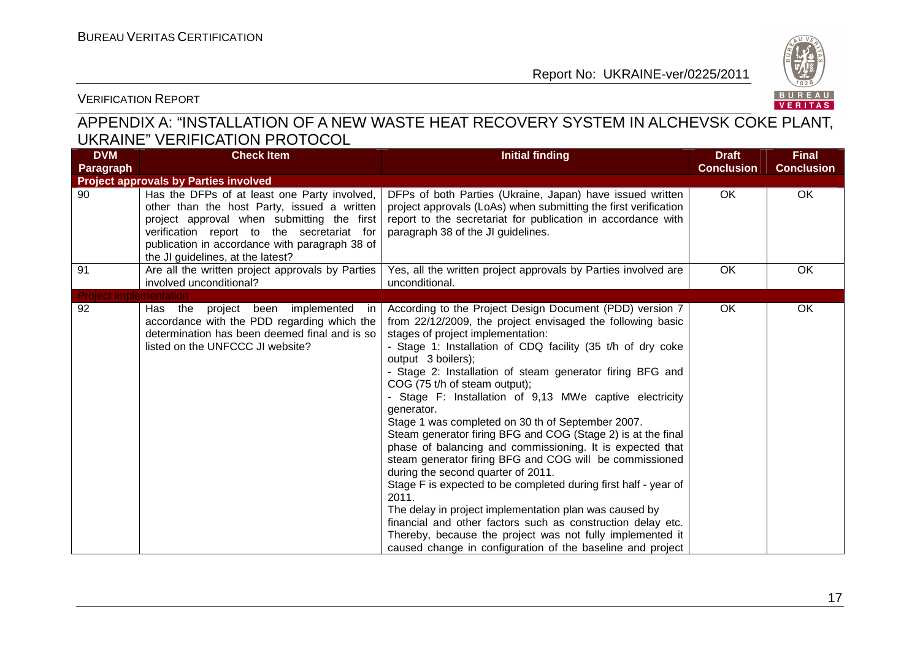## APPENDIX A: "INSTALLATION OF A NEW WASTE HEAT RECOVERY SYSTEM IN ALCHEVSK COKE PLANT, UKRAINE" VERIFICATION PROTOCOL

| DVM Paragraph | Check Item | Initial finding | Draft Conclusion | Final Conclusion |
|---|---|---|---|---|
| **Project approvals by Parties involved** | | | | |
| 90 | Has the DFPs of at least one Party involved, other than the host Party, issued a written project approval when submitting the first verification report to the secretariat for publication in accordance with paragraph 38 of the JI guidelines, at the latest? | DFPs of both Parties (Ukraine, Japan) have issued written project approvals (LoAs) when submitting the first verification report to the secretariat for publication in accordance with paragraph 38 of the JI guidelines. | OK | OK |
| 91 | Are all the written project approvals by Parties involved unconditional? | Yes, all the written project approvals by Parties involved are unconditional. | OK | OK |
| **Project implementation** | | | | |
| 92 | Has the project been implemented in accordance with the PDD regarding which the determination has been deemed final and is so listed on the UNFCCC JI website? | According to the Project Design Document (PDD) version 7 from 22/12/2009, the project envisaged the following basic stages of project implementation:<br>- Stage 1: Installation of CDQ facility (35 t/h of dry coke output 3 boilers);<br>- Stage 2: Installation of steam generator firing BFG and COG (75 t/h of steam output);<br>- Stage F: Installation of 9,13 MWe captive electricity generator.<br>Stage 1 was completed on 30 th of September 2007.<br>Steam generator firing BFG and COG (Stage 2) is at the final phase of balancing and commissioning. It is expected that steam generator firing BFG and COG will be commissioned during the second quarter of 2011.<br>Stage F is expected to be completed during first half - year of 2011.<br>The delay in project implementation plan was caused by financial and other factors such as construction delay etc. Thereby, because the project was not fully implemented it caused change in configuration of the baseline and project | OK | OK |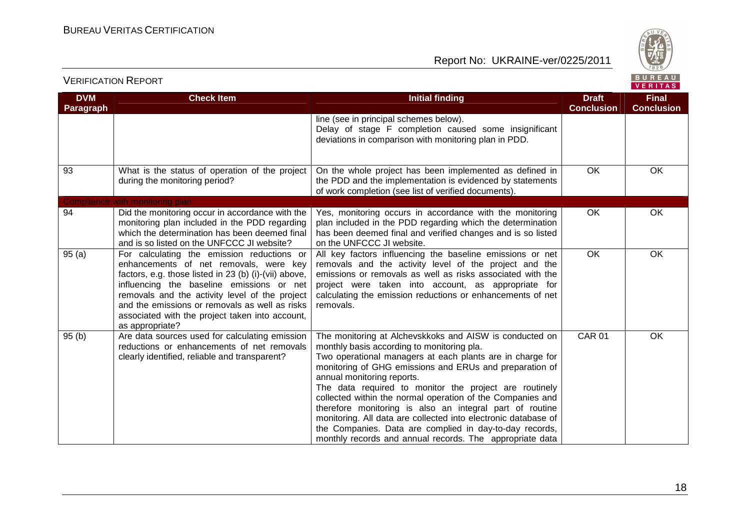| DVM Paragraph | Check Item | Initial finding | Draft Conclusion | Final Conclusion |
|---|---|---|---|---|
| | | line (see in principal schemes below).<br>Delay of stage F completion caused some insignificant deviations in comparison with monitoring plan in PDD. | | |
| 93 | What is the status of operation of the project during the monitoring period? | On the whole project has been implemented as defined in the PDD and the implementation is evidenced by statements of work completion (see list of verified documents). | OK | OK |
| Compliance with monitoring plan | | | | |
| 94 | Did the monitoring occur in accordance with the monitoring plan included in the PDD regarding which the determination has been deemed final and is so listed on the UNFCCC JI website? | Yes, monitoring occurs in accordance with the monitoring plan included in the PDD regarding which the determination has been deemed final and verified changes and is so listed on the UNFCCC JI website. | OK | OK |
| 95 (a) | For calculating the emission reductions or enhancements of net removals, were key factors, e.g. those listed in 23 (b) (i)-(vii) above, influencing the baseline emissions or net removals and the activity level of the project and the emissions or removals as well as risks associated with the project taken into account, as appropriate? | All key factors influencing the baseline emissions or net removals and the activity level of the project and the emissions or removals as well as risks associated with the project were taken into account, as appropriate for calculating the emission reductions or enhancements of net removals. | OK | OK |
| 95 (b) | Are data sources used for calculating emission reductions or enhancements of net removals clearly identified, reliable and transparent? | The monitoring at Alchevskkoks and AISW is conducted on monthly basis according to monitoring pla.<br>Two operational managers at each plants are in charge for monitoring of GHG emissions and ERUs and preparation of annual monitoring reports.<br>The data required to monitor the project are routinely collected within the normal operation of the Companies and therefore monitoring is also an integral part of routine monitoring. All data are collected into electronic database of the Companies. Data are complied in day-to-day records, monthly records and annual records. The appropriate data | CAR 01 | OK |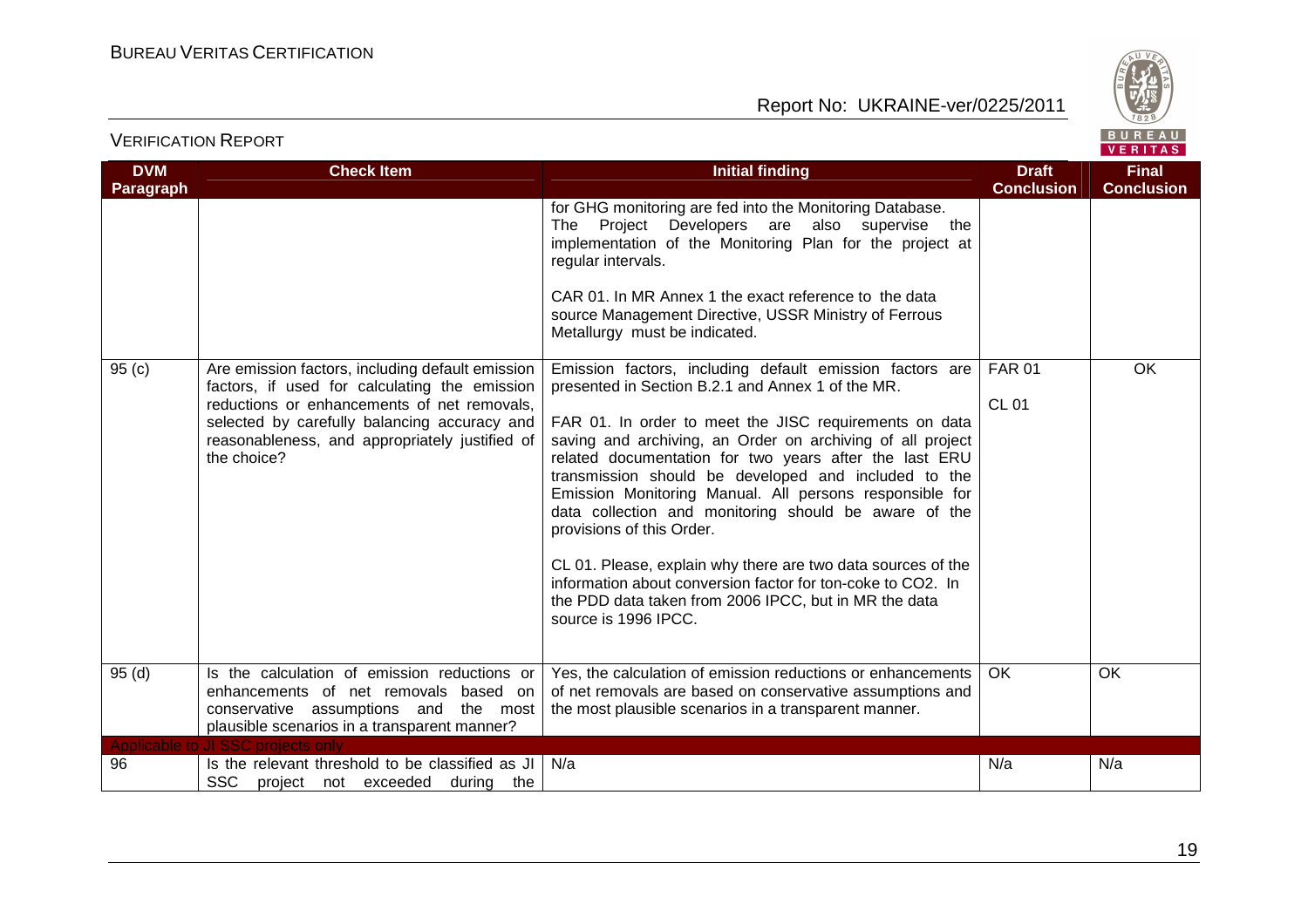| DVM Paragraph | Check Item | Initial finding | Draft Conclusion | Final Conclusion |
|---|---|---|---|---|
| | | for GHG monitoring are fed into the Monitoring Database. The Project Developers are also supervise the implementation of the Monitoring Plan for the project at regular intervals.<br><br>CAR 01. In MR Annex 1 the exact reference to the data source Management Directive, USSR Ministry of Ferrous Metallurgy must be indicated. | | |
| 95 (c) | Are emission factors, including default emission factors, if used for calculating the emission reductions or enhancements of net removals, selected by carefully balancing accuracy and reasonableness, and appropriately justified of the choice? | Emission factors, including default emission factors are presented in Section B.2.1 and Annex 1 of the MR.<br><br>FAR 01. In order to meet the JISC requirements on data saving and archiving, an Order on archiving of all project related documentation for two years after the last ERU transmission should be developed and included to the Emission Monitoring Manual. All persons responsible for data collection and monitoring should be aware of the provisions of this Order.<br><br>CL 01. Please, explain why there are two data sources of the information about conversion factor for ton-coke to CO2. In the PDD data taken from 2006 IPCC, but in MR the data source is 1996 IPCC. | FAR 01<br><br>CL 01 | OK |
| 95 (d) | Is the calculation of emission reductions or enhancements of net removals based on conservative assumptions and the most plausible scenarios in a transparent manner? | Yes, the calculation of emission reductions or enhancements of net removals are based on conservative assumptions and the most plausible scenarios in a transparent manner. | OK | OK |
| Applicable to JI SSC projects only | | | | |
| 96 | Is the relevant threshold to be classified as JI SSC project not exceeded during the | N/a | N/a | N/a |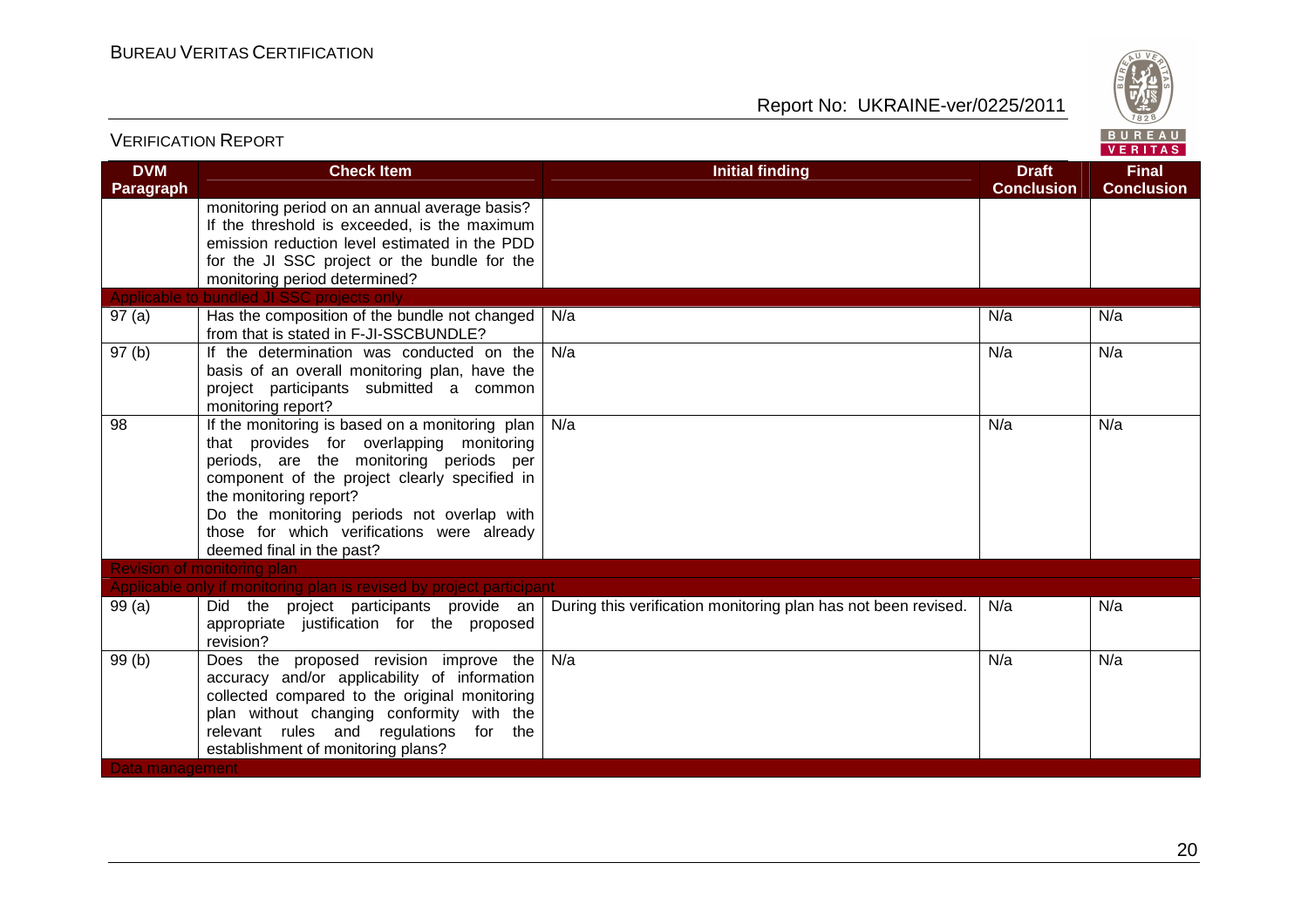| DVM Paragraph | Check Item | Initial finding | Draft Conclusion | Final Conclusion |
|---|---|---|---|---|
| | monitoring period on an annual average basis? If the threshold is exceeded, is the maximum emission reduction level estimated in the PDD for the JI SSC project or the bundle for the monitoring period determined? | | | |
| Applicable to bundled JI SSC projects only | | | | |
| 97 (a) | Has the composition of the bundle not changed from that is stated in F-JI-SSCBUNDLE? | N/a | N/a | N/a |
| 97 (b) | If the determination was conducted on the basis of an overall monitoring plan, have the project participants submitted a common monitoring report? | N/a | N/a | N/a |
| 98 | If the monitoring is based on a monitoring plan that provides for overlapping monitoring periods, are the monitoring periods per component of the project clearly specified in the monitoring report? Do the monitoring periods not overlap with those for which verifications were already deemed final in the past? | N/a | N/a | N/a |
| Revision of monitoring plan | | | | |
| Applicable only if monitoring plan is revised by project participant | | | | |
| 99 (a) | Did the project participants provide an appropriate justification for the proposed revision? | During this verification monitoring plan has not been revised. | N/a | N/a |
| 99 (b) | Does the proposed revision improve the accuracy and/or applicability of information collected compared to the original monitoring plan without changing conformity with the relevant rules and regulations for the establishment of monitoring plans? | N/a | N/a | N/a |
| Data management | | | | |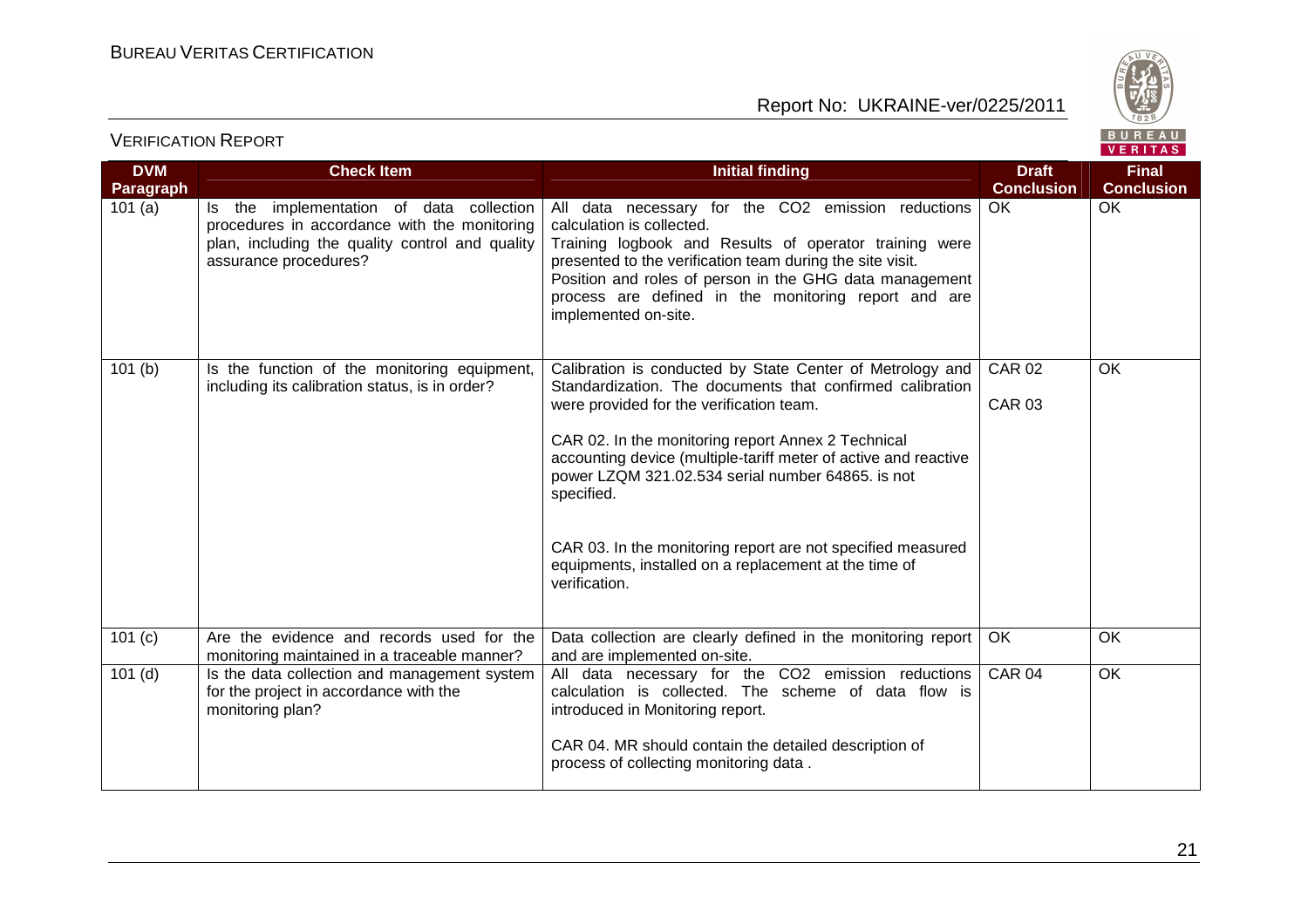VERIFICATION REPORT

| DVM Paragraph | Check Item | Initial finding | Draft Conclusion | Final Conclusion |
|---|---|---|---|---|
| 101 (a) | Is the implementation of data collection procedures in accordance with the monitoring plan, including the quality control and quality assurance procedures? | All data necessary for the $CO_2$ emission reductions calculation is collected.<br>Training logbook and Results of operator training were presented to the verification team during the site visit.<br>Position and roles of person in the GHG data management process are defined in the monitoring report and are implemented on-site. | OK | OK |
| 101 (b) | Is the function of the monitoring equipment, including its calibration status, is in order? | Calibration is conducted by State Center of Metrology and Standardization. The documents that confirmed calibration were provided for the verification team.<br><br>CAR 02. In the monitoring report Annex 2 Technical accounting device (multiple-tariff meter of active and reactive power LZQM 321.02.534 serial number 64865. is not specified.<br><br>CAR 03. In the monitoring report are not specified measured equipments, installed on a replacement at the time of verification. | CAR 02<br><br>CAR 03 | OK |
| 101 (c) | Are the evidence and records used for the monitoring maintained in a traceable manner? | Data collection are clearly defined in the monitoring report and are implemented on-site. | OK | OK |
| 101 (d) | Is the data collection and management system for the project in accordance with the monitoring plan? | All data necessary for the $CO_2$ emission reductions calculation is collected. The scheme of data flow is introduced in Monitoring report.<br><br>CAR 04. MR should contain the detailed description of process of collecting monitoring data . | CAR 04 | OK |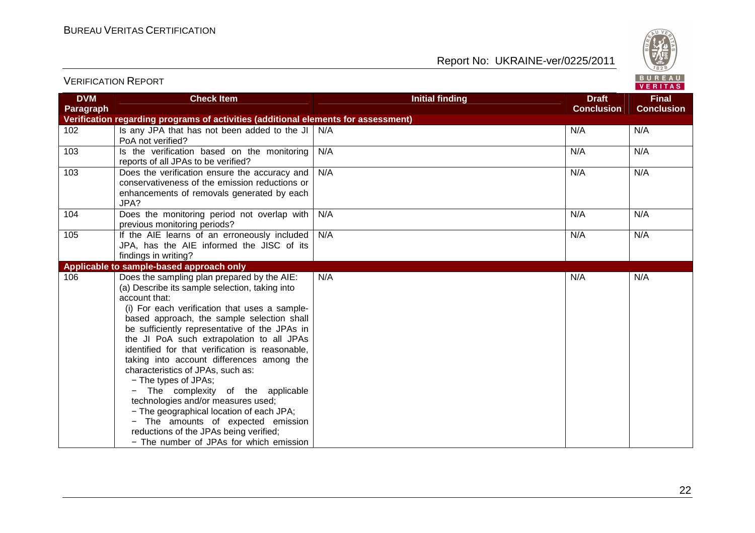| DVM Paragraph | Check Item | Initial finding | Draft Conclusion | Final Conclusion |
|---|---|---|---|---|
| **Verification regarding programs of activities (additional elements for assessment)** | | | | |
| 102 | Is any JPA that has not been added to the JI PoA not verified? | N/A | N/A | N/A |
| 103 | Is the verification based on the monitoring reports of all JPAs to be verified? | N/A | N/A | N/A |
| 103 | Does the verification ensure the accuracy and conservativeness of the emission reductions or enhancements of removals generated by each JPA? | N/A | N/A | N/A |
| 104 | Does the monitoring period not overlap with previous monitoring periods? | N/A | N/A | N/A |
| 105 | If the AIE learns of an erroneously included JPA, has the AIE informed the JISC of its findings in writing? | N/A | N/A | N/A |
| **Applicable to sample-based approach only** | | | | |
| 106 | Does the sampling plan prepared by the AIE:<br>(a) Describe its sample selection, taking into account that:<br>(i) For each verification that uses a sample-based approach, the sample selection shall be sufficiently representative of the JPAs in the JI PoA such extrapolation to all JPAs identified for that verification is reasonable, taking into account differences among the characteristics of JPAs, such as:<br>− The types of JPAs;<br>− The complexity of the applicable technologies and/or measures used;<br>− The geographical location of each JPA;<br>− The amounts of expected emission reductions of the JPAs being verified;<br>− The number of JPAs for which emission | N/A | N/A | N/A |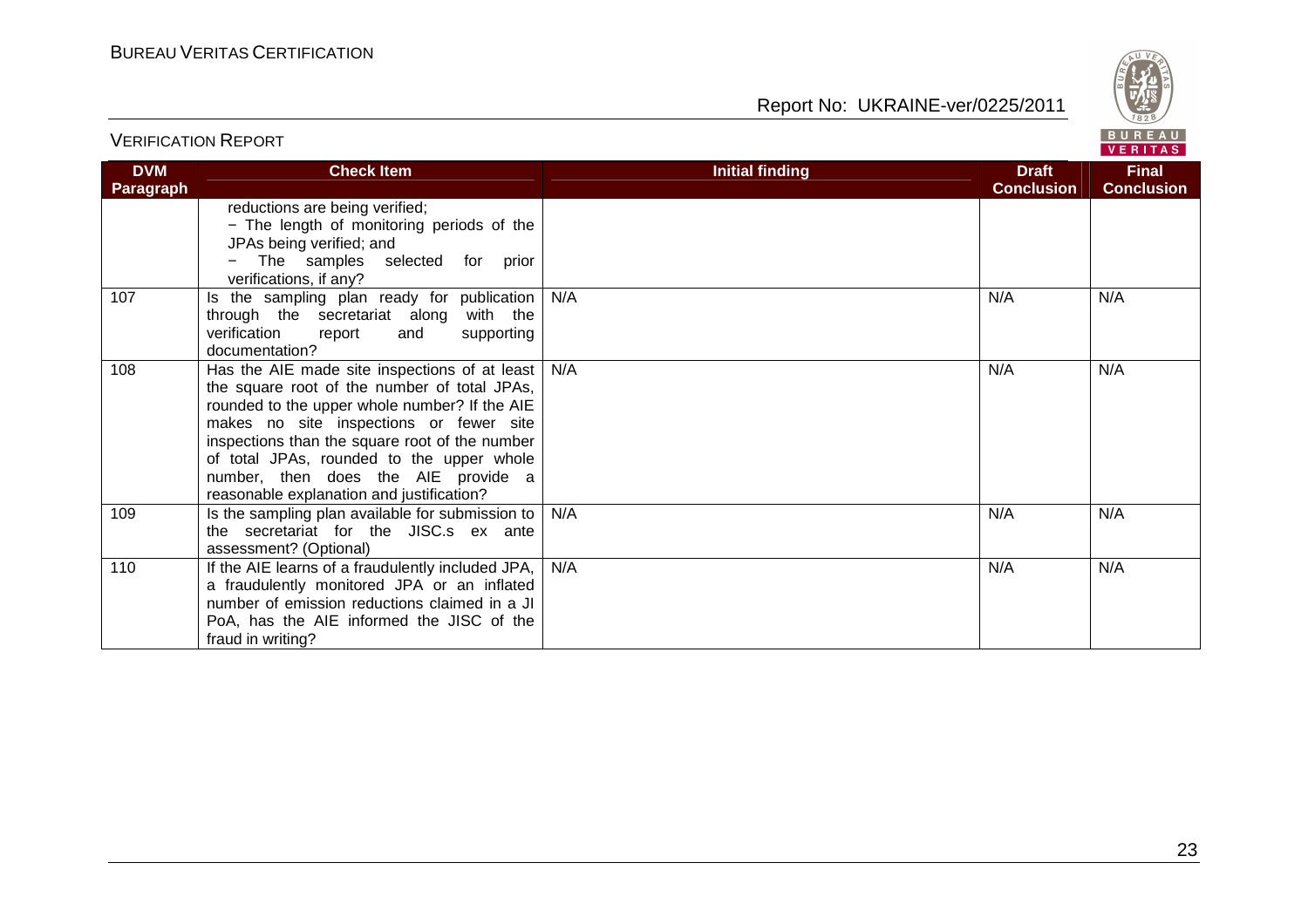| DVM Paragraph | Check Item | Initial finding | Draft Conclusion | Final Conclusion |
|---|---|---|---|---|
| | reductions are being verified;<br>− The length of monitoring periods of the JPAs being verified; and<br>− The samples selected for prior verifications, if any? | | | |
| 107 | Is the sampling plan ready for publication through the secretariat along with the verification report and supporting documentation? | N/A | N/A | N/A |
| 108 | Has the AIE made site inspections of at least the square root of the number of total JPAs, rounded to the upper whole number? If the AIE makes no site inspections or fewer site inspections than the square root of the number of total JPAs, rounded to the upper whole number, then does the AIE provide a reasonable explanation and justification? | N/A | N/A | N/A |
| 109 | Is the sampling plan available for submission to the secretariat for the JISC.s ex ante assessment? (Optional) | N/A | N/A | N/A |
| 110 | If the AIE learns of a fraudulently included JPA, a fraudulently monitored JPA or an inflated number of emission reductions claimed in a JI PoA, has the AIE informed the JISC of the fraud in writing? | N/A | N/A | N/A |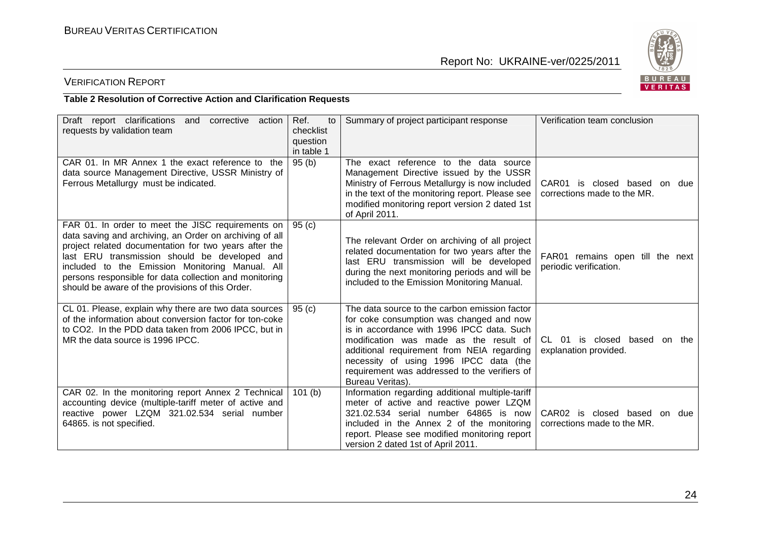## VERIFICATION REPORT

**Table 2 Resolution of Corrective Action and Clarification Requests**

| Draft report clarifications and corrective action requests by validation team | Ref. to checklist question in table 1 | Summary of project participant response | Verification team conclusion |
|---|---|---|---|
| CAR 01. In MR Annex 1 the exact reference to the data source Management Directive, USSR Ministry of Ferrous Metallurgy must be indicated. | 95 (b) | The exact reference to the data source Management Directive issued by the USSR Ministry of Ferrous Metallurgy is now included in the text of the monitoring report. Please see modified monitoring report version 2 dated 1st of April 2011. | CAR01 is closed based on due corrections made to the MR. |
| FAR 01. In order to meet the JISC requirements on data saving and archiving, an Order on archiving of all project related documentation for two years after the last ERU transmission should be developed and included to the Emission Monitoring Manual. All persons responsible for data collection and monitoring should be aware of the provisions of this Order. | 95 (c) | The relevant Order on archiving of all project related documentation for two years after the last ERU transmission will be developed during the next monitoring periods and will be included to the Emission Monitoring Manual. | FAR01 remains open till the next periodic verification. |
| CL 01. Please, explain why there are two data sources of the information about conversion factor for ton-coke to $CO_2$. In the PDD data taken from 2006 IPCC, but in MR the data source is 1996 IPCC. | 95 (c) | The data source to the carbon emission factor for coke consumption was changed and now is in accordance with 1996 IPCC data. Such modification was made as the result of additional requirement from NEIA regarding necessity of using 1996 IPCC data (the requirement was addressed to the verifiers of Bureau Veritas). | CL 01 is closed based on the explanation provided. |
| CAR 02. In the monitoring report Annex 2 Technical accounting device (multiple-tariff meter of active and reactive power LZQM 321.02.534 serial number 64865. is not specified. | 101 (b) | Information regarding additional multiple-tariff meter of active and reactive power LZQM 321.02.534 serial number 64865 is now included in the Annex 2 of the monitoring report. Please see modified monitoring report version 2 dated 1st of April 2011. | CAR02 is closed based on due corrections made to the MR. |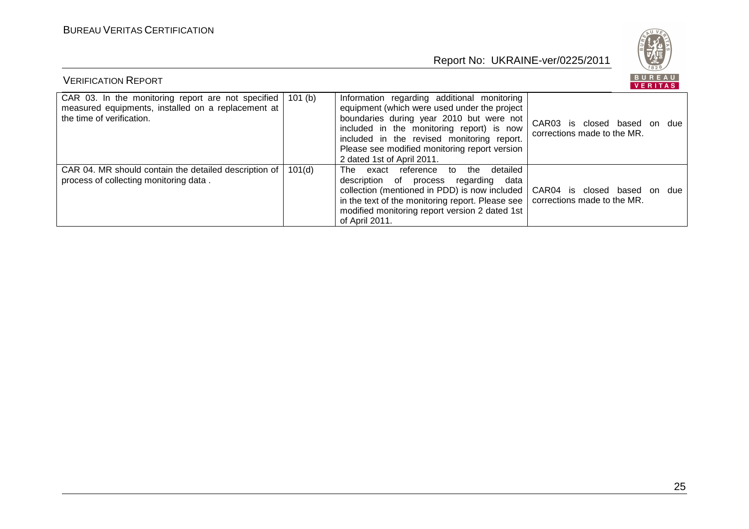| CAR 03. In the monitoring report are not specified measured equipments, installed on a replacement at the time of verification. | 101 (b) | Information regarding additional monitoring equipment (which were used under the project boundaries during year 2010 but were not included in the monitoring report) is now included in the revised monitoring report. Please see modified monitoring report version 2 dated 1st of April 2011. | CAR03 is closed based on due corrections made to the MR. |
|---|---|---|---|
| CAR 04. MR should contain the detailed description of process of collecting monitoring data . | 101(d) | The exact reference to the detailed description of process regarding data collection (mentioned in PDD) is now included in the text of the monitoring report. Please see modified monitoring report version 2 dated 1st of April 2011. | CAR04 is closed based on due corrections made to the MR. |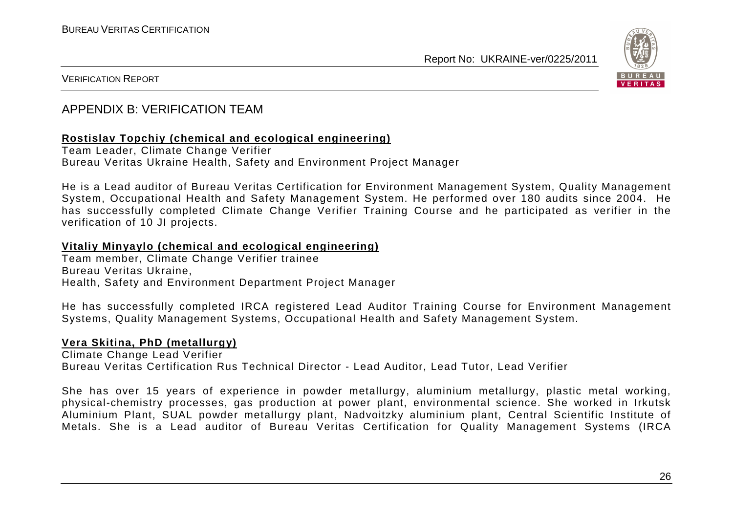## APPENDIX B: VERIFICATION TEAM

**Rostislav Topchiy (chemical and ecological engineering)**
Team Leader, Climate Change Verifier
Bureau Veritas Ukraine Health, Safety and Environment Project Manager

He is a Lead auditor of Bureau Veritas Certification for Environment Management System, Quality Management System, Occupational Health and Safety Management System. He performed over 180 audits since 2004. He has successfully completed Climate Change Verifier Training Course and he participated as verifier in the verification of 10 JI projects.

**Vitaliy Minyaylo (chemical and ecological engineering)**
Team member, Climate Change Verifier trainee
Bureau Veritas Ukraine,
Health, Safety and Environment Department Project Manager

He has successfully completed IRCA registered Lead Auditor Training Course for Environment Management Systems, Quality Management Systems, Occupational Health and Safety Management System.

**Vera Skitina, PhD (metallurgy)**
Climate Change Lead Verifier
Bureau Veritas Certification Rus Technical Director - Lead Auditor, Lead Tutor, Lead Verifier

She has over 15 years of experience in powder metallurgy, aluminium metallurgy, plastic metal working, physical-chemistry processes, gas production at power plant, environmental science. She worked in Irkutsk Aluminium Plant, SUAL powder metallurgy plant, Nadvoitzky aluminium plant, Central Scientific Institute of Metals. She is a Lead auditor of Bureau Veritas Certification for Quality Management Systems (IRCA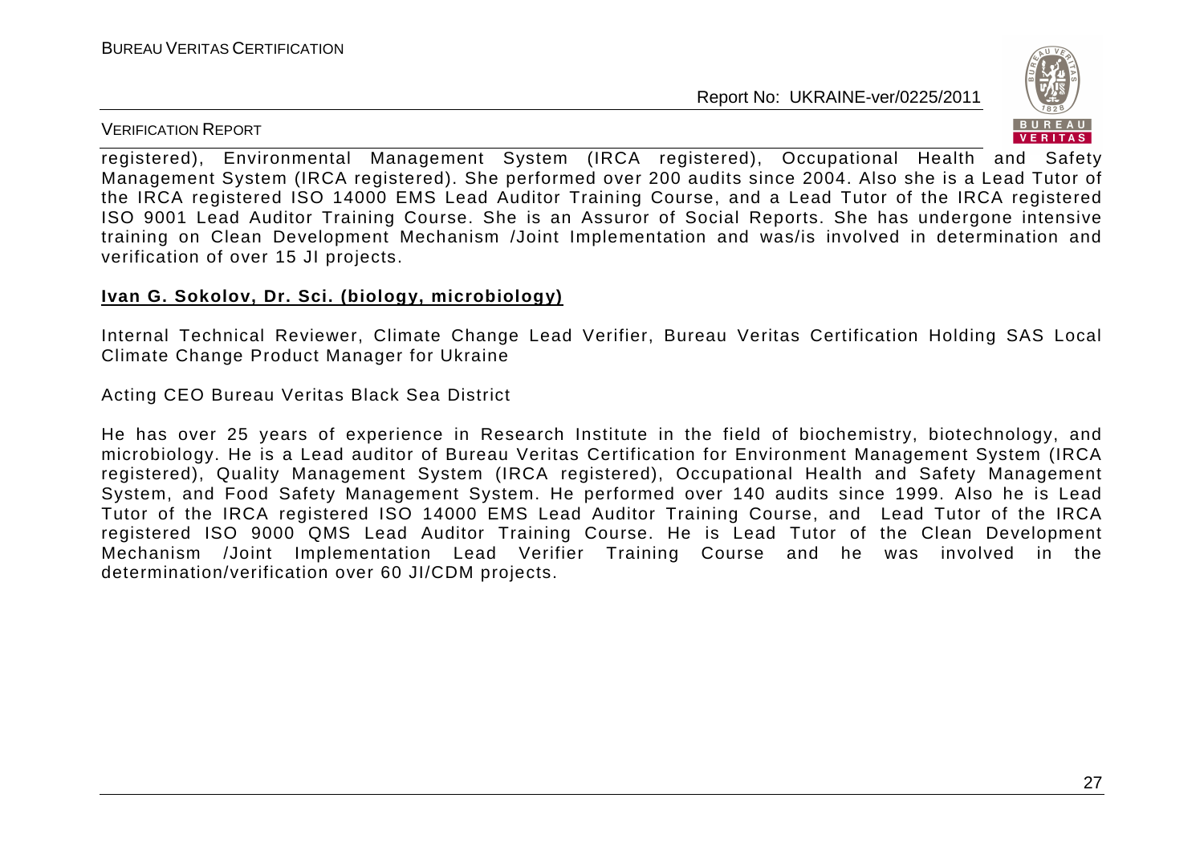registered), Environmental Management System (IRCA registered), Occupational Health and Safety Management System (IRCA registered). She performed over 200 audits since 2004. Also she is a Lead Tutor of the IRCA registered ISO 14000 EMS Lead Auditor Training Course, and a Lead Tutor of the IRCA registered ISO 9001 Lead Auditor Training Course. She is an Assuror of Social Reports. She has undergone intensive training on Clean Development Mechanism /Joint Implementation and was/is involved in determination and verification of over 15 JI projects.

**Ivan G. Sokolov, Dr. Sci. (biology, microbiology)**

Internal Technical Reviewer, Climate Change Lead Verifier, Bureau Veritas Certification Holding SAS Local Climate Change Product Manager for Ukraine

Acting CEO Bureau Veritas Black Sea District

He has over 25 years of experience in Research Institute in the field of biochemistry, biotechnology, and microbiology. He is a Lead auditor of Bureau Veritas Certification for Environment Management System (IRCA registered), Quality Management System (IRCA registered), Occupational Health and Safety Management System, and Food Safety Management System. He performed over 140 audits since 1999. Also he is Lead Tutor of the IRCA registered ISO 14000 EMS Lead Auditor Training Course, and Lead Tutor of the IRCA registered ISO 9000 QMS Lead Auditor Training Course. He is Lead Tutor of the Clean Development Mechanism /Joint Implementation Lead Verifier Training Course and he was involved in the determination/verification over 60 JI/CDM projects.